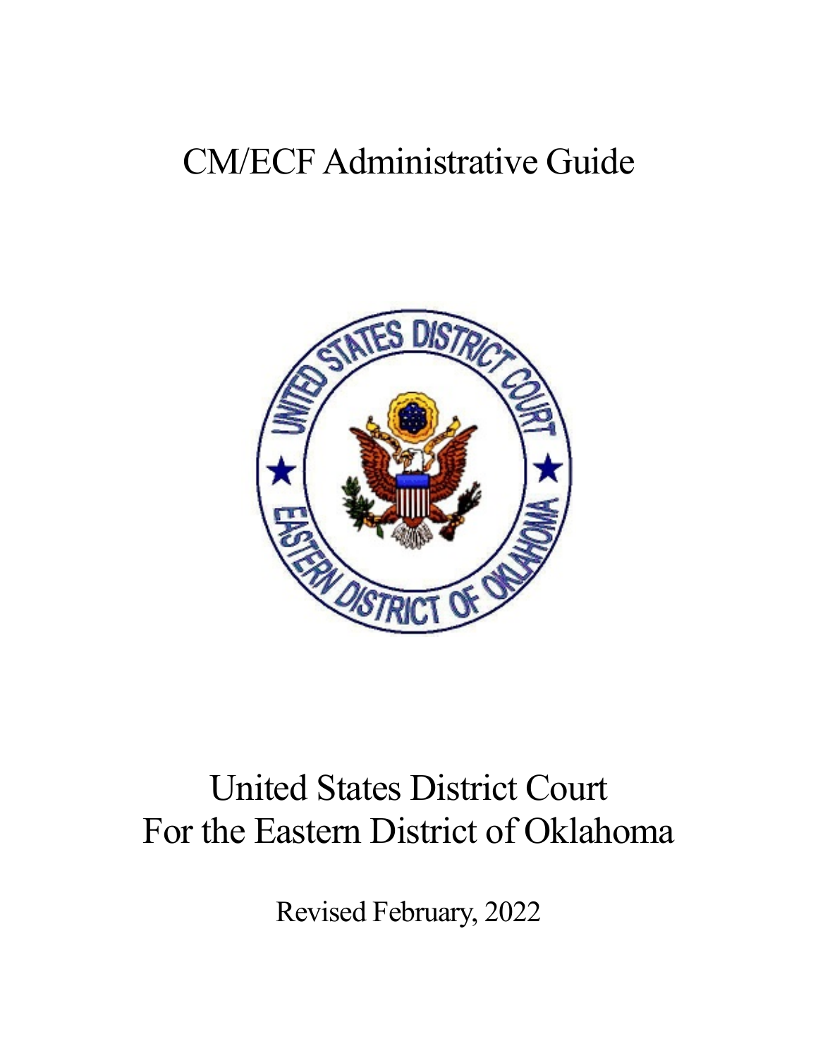# CM/ECF Administrative Guide

United States District Court
For the Eastern District of Oklahoma

Revised February, 2022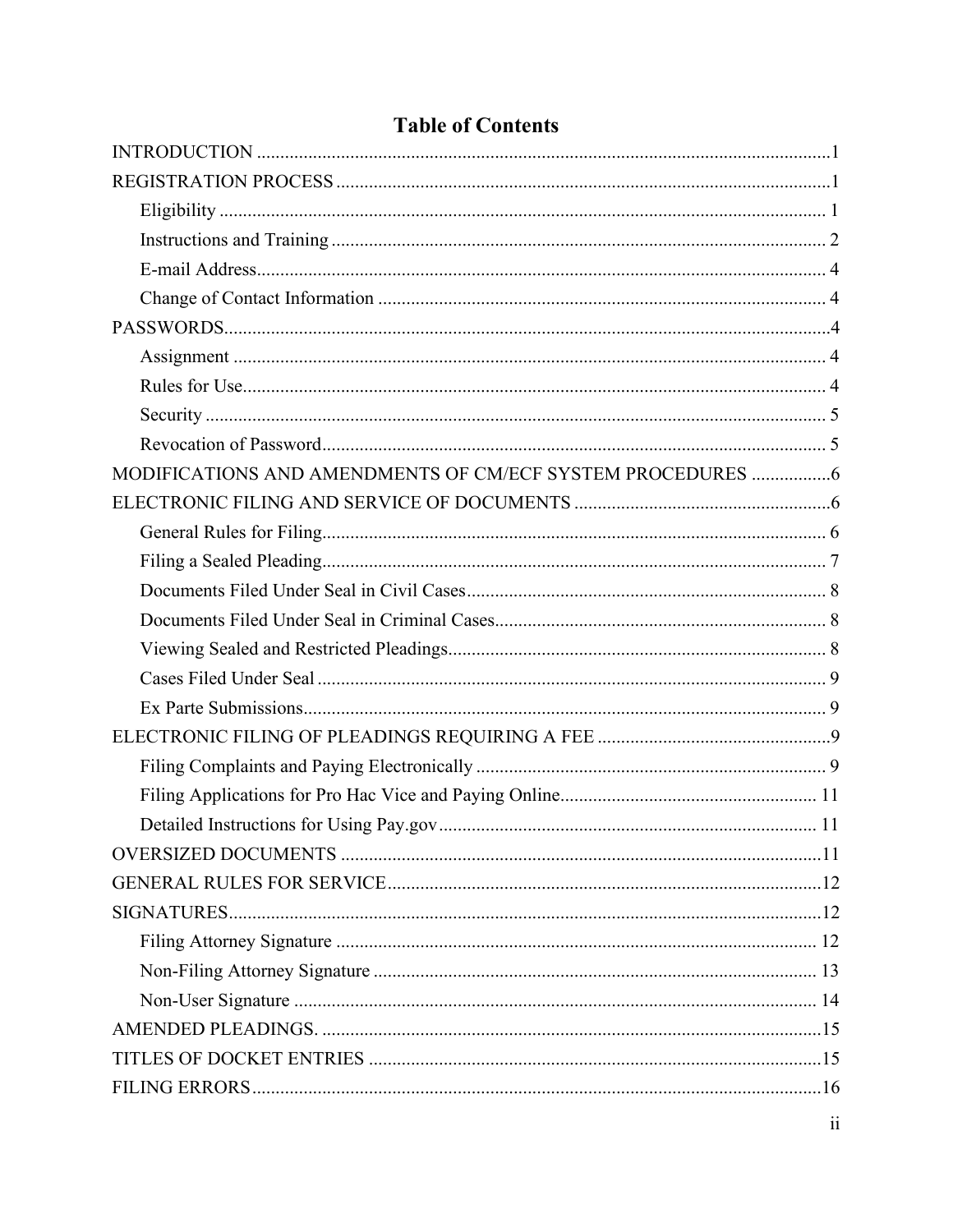# Table of Contents

INTRODUCTION ..........1

REGISTRATION PROCESS ..........1

- Eligibility .......... 1
- Instructions and Training .......... 2
- E-mail Address.......... 4
- Change of Contact Information .......... 4

PASSWORDS..........4

- Assignment .......... 4
- Rules for Use.......... 4
- Security .......... 5
- Revocation of Password.......... 5

MODIFICATIONS AND AMENDMENTS OF CM/ECF SYSTEM PROCEDURES ..........6

ELECTRONIC FILING AND SERVICE OF DOCUMENTS ..........6

- General Rules for Filing.......... 6
- Filing a Sealed Pleading.......... 7
- Documents Filed Under Seal in Civil Cases.......... 8
- Documents Filed Under Seal in Criminal Cases.......... 8
- Viewing Sealed and Restricted Pleadings.......... 8
- Cases Filed Under Seal .......... 9
- Ex Parte Submissions.......... 9

ELECTRONIC FILING OF PLEADINGS REQUIRING A FEE ..........9

- Filing Complaints and Paying Electronically .......... 9
- Filing Applications for Pro Hac Vice and Paying Online.......... 11
- Detailed Instructions for Using Pay.gov.......... 11

OVERSIZED DOCUMENTS ..........11

GENERAL RULES FOR SERVICE..........12

SIGNATURES..........12

- Filing Attorney Signature .......... 12
- Non-Filing Attorney Signature .......... 13
- Non-User Signature .......... 14

AMENDED PLEADINGS. ..........15

TITLES OF DOCKET ENTRIES ..........15

FILING ERRORS..........16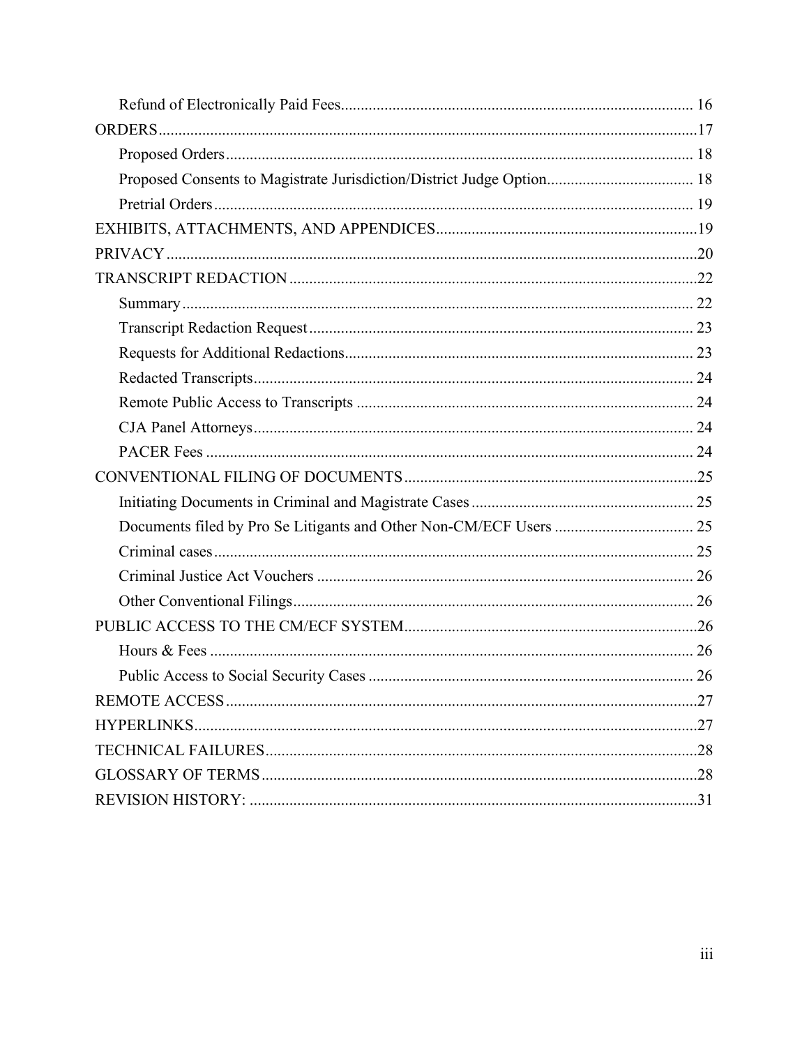- Refund of Electronically Paid Fees ........ 16
- ORDERS ........ 17
  - Proposed Orders ........ 18
  - Proposed Consents to Magistrate Jurisdiction/District Judge Option ........ 18
  - Pretrial Orders ........ 19
- EXHIBITS, ATTACHMENTS, AND APPENDICES ........ 19
- PRIVACY ........ 20
- TRANSCRIPT REDACTION ........ 22
  - Summary ........ 22
  - Transcript Redaction Request ........ 23
  - Requests for Additional Redactions ........ 23
  - Redacted Transcripts ........ 24
  - Remote Public Access to Transcripts ........ 24
  - CJA Panel Attorneys ........ 24
  - PACER Fees ........ 24
- CONVENTIONAL FILING OF DOCUMENTS ........ 25
  - Initiating Documents in Criminal and Magistrate Cases ........ 25
  - Documents filed by Pro Se Litigants and Other Non-CM/ECF Users ........ 25
  - Criminal cases ........ 25
  - Criminal Justice Act Vouchers ........ 26
  - Other Conventional Filings ........ 26
- PUBLIC ACCESS TO THE CM/ECF SYSTEM ........ 26
  - Hours & Fees ........ 26
  - Public Access to Social Security Cases ........ 26
- REMOTE ACCESS ........ 27
- HYPERLINKS ........ 27
- TECHNICAL FAILURES ........ 28
- GLOSSARY OF TERMS ........ 28
- REVISION HISTORY: ........ 31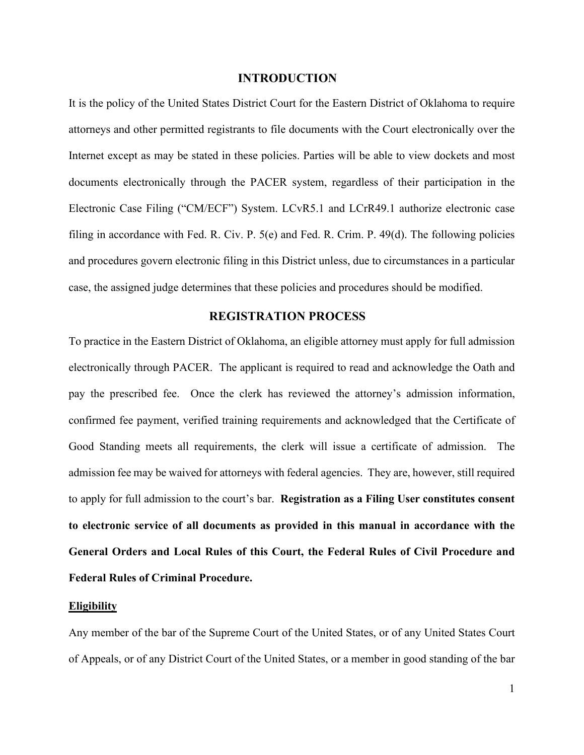## INTRODUCTION

It is the policy of the United States District Court for the Eastern District of Oklahoma to require attorneys and other permitted registrants to file documents with the Court electronically over the Internet except as may be stated in these policies. Parties will be able to view dockets and most documents electronically through the PACER system, regardless of their participation in the Electronic Case Filing ("CM/ECF") System. LCvR5.1 and LCrR49.1 authorize electronic case filing in accordance with Fed. R. Civ. P. 5(e) and Fed. R. Crim. P. 49(d). The following policies and procedures govern electronic filing in this District unless, due to circumstances in a particular case, the assigned judge determines that these policies and procedures should be modified.

## REGISTRATION PROCESS

To practice in the Eastern District of Oklahoma, an eligible attorney must apply for full admission electronically through PACER. The applicant is required to read and acknowledge the Oath and pay the prescribed fee. Once the clerk has reviewed the attorney's admission information, confirmed fee payment, verified training requirements and acknowledged that the Certificate of Good Standing meets all requirements, the clerk will issue a certificate of admission. The admission fee may be waived for attorneys with federal agencies. They are, however, still required to apply for full admission to the court's bar. **Registration as a Filing User constitutes consent to electronic service of all documents as provided in this manual in accordance with the General Orders and Local Rules of this Court, the Federal Rules of Civil Procedure and Federal Rules of Criminal Procedure.**

### Eligibility

Any member of the bar of the Supreme Court of the United States, or of any United States Court of Appeals, or of any District Court of the United States, or a member in good standing of the bar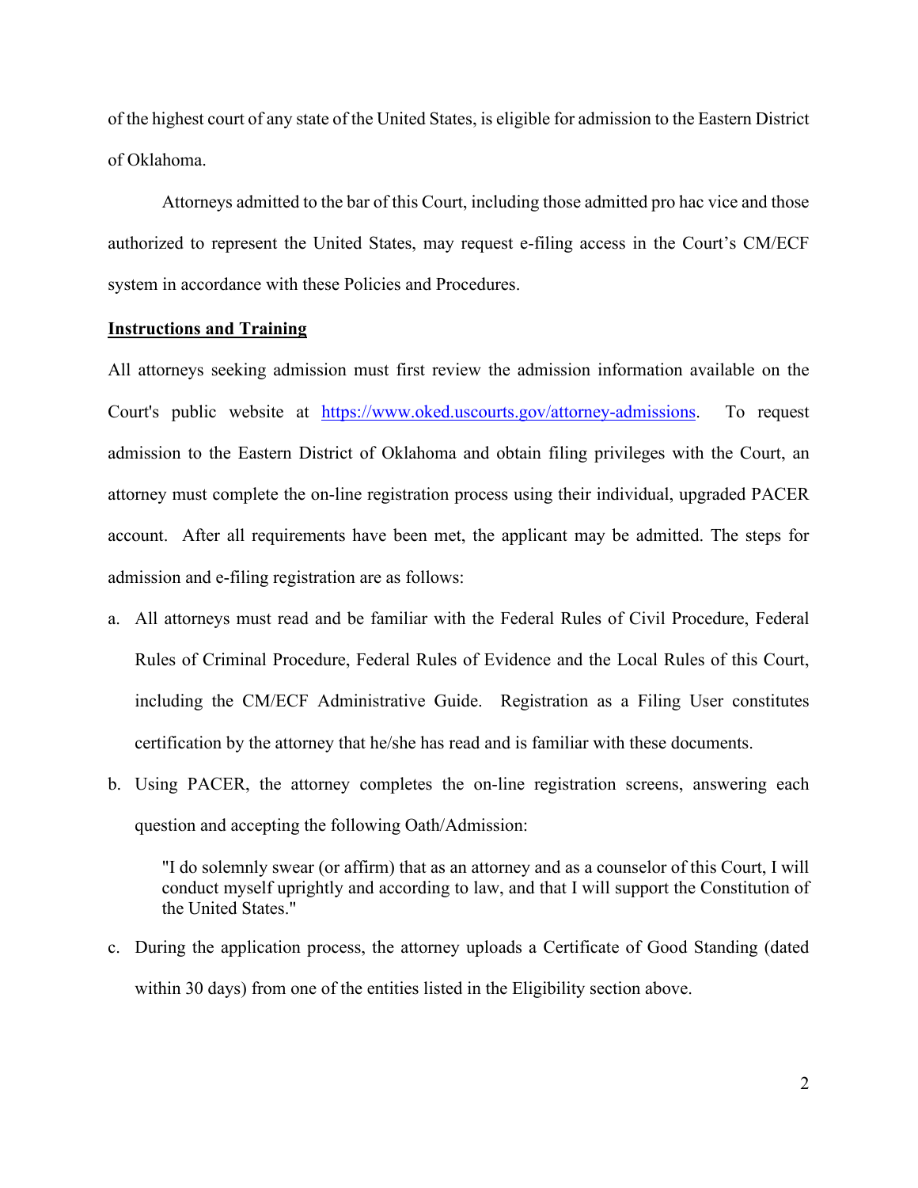of the highest court of any state of the United States, is eligible for admission to the Eastern District of Oklahoma.

Attorneys admitted to the bar of this Court, including those admitted pro hac vice and those authorized to represent the United States, may request e-filing access in the Court's CM/ECF system in accordance with these Policies and Procedures.

**Instructions and Training**

All attorneys seeking admission must first review the admission information available on the Court's public website at [https://www.oked.uscourts.gov/attorney-admissions](https://www.oked.uscourts.gov/attorney-admissions). To request admission to the Eastern District of Oklahoma and obtain filing privileges with the Court, an attorney must complete the on-line registration process using their individual, upgraded PACER account. After all requirements have been met, the applicant may be admitted. The steps for admission and e-filing registration are as follows:

a. All attorneys must read and be familiar with the Federal Rules of Civil Procedure, Federal Rules of Criminal Procedure, Federal Rules of Evidence and the Local Rules of this Court, including the CM/ECF Administrative Guide. Registration as a Filing User constitutes certification by the attorney that he/she has read and is familiar with these documents.

b. Using PACER, the attorney completes the on-line registration screens, answering each question and accepting the following Oath/Admission:

   > "I do solemnly swear (or affirm) that as an attorney and as a counselor of this Court, I will conduct myself uprightly and according to law, and that I will support the Constitution of the United States."

c. During the application process, the attorney uploads a Certificate of Good Standing (dated within 30 days) from one of the entities listed in the Eligibility section above.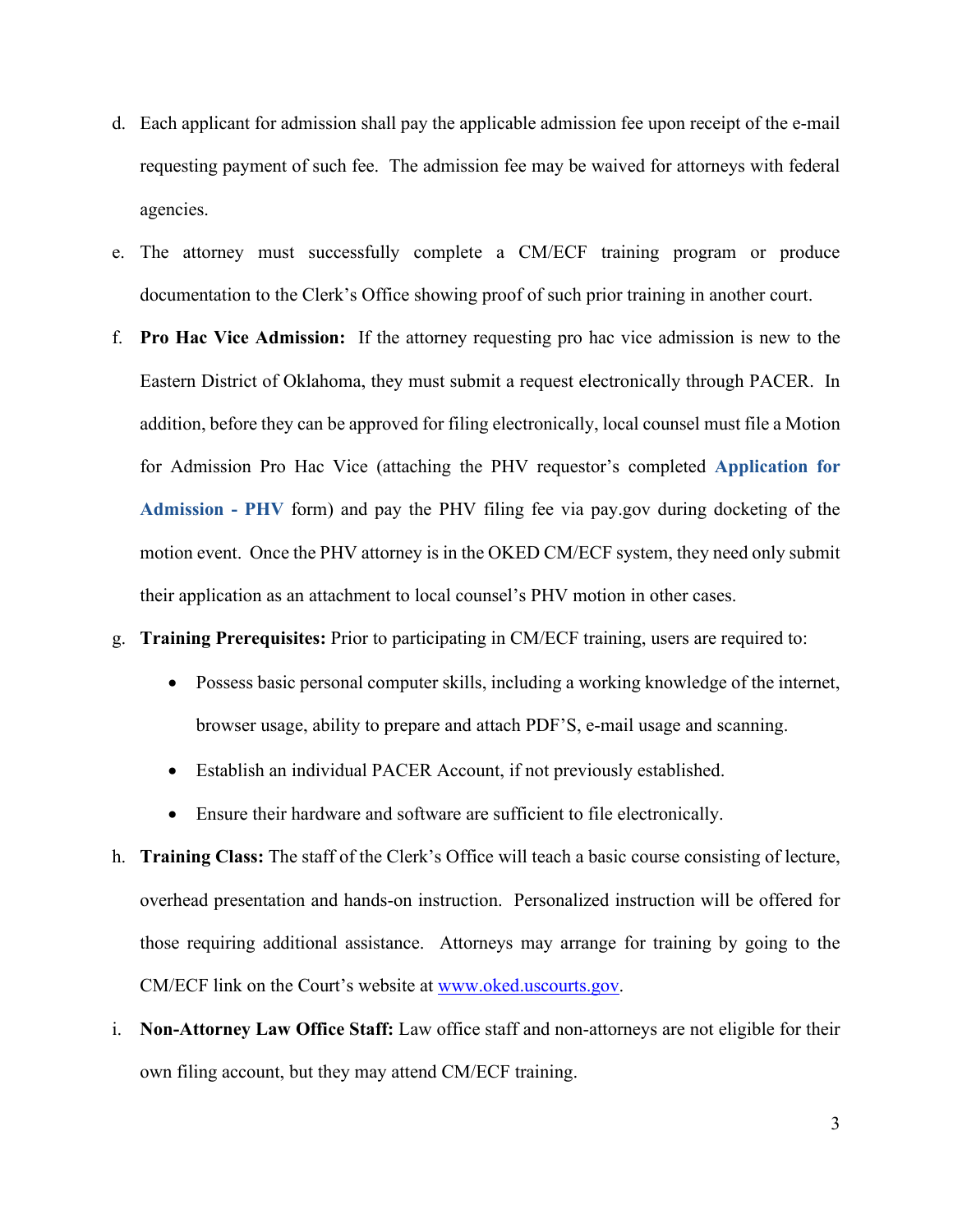d. Each applicant for admission shall pay the applicable admission fee upon receipt of the e-mail requesting payment of such fee. The admission fee may be waived for attorneys with federal agencies.

e. The attorney must successfully complete a CM/ECF training program or produce documentation to the Clerk's Office showing proof of such prior training in another court.

f. **Pro Hac Vice Admission:** If the attorney requesting pro hac vice admission is new to the Eastern District of Oklahoma, they must submit a request electronically through PACER. In addition, before they can be approved for filing electronically, local counsel must file a Motion for Admission Pro Hac Vice (attaching the PHV requestor's completed **Application for Admission - PHV** form) and pay the PHV filing fee via pay.gov during docketing of the motion event. Once the PHV attorney is in the OKED CM/ECF system, they need only submit their application as an attachment to local counsel's PHV motion in other cases.

g. **Training Prerequisites:** Prior to participating in CM/ECF training, users are required to:

   - Possess basic personal computer skills, including a working knowledge of the internet, browser usage, ability to prepare and attach PDF'S, e-mail usage and scanning.
   - Establish an individual PACER Account, if not previously established.
   - Ensure their hardware and software are sufficient to file electronically.

h. **Training Class:** The staff of the Clerk's Office will teach a basic course consisting of lecture, overhead presentation and hands-on instruction. Personalized instruction will be offered for those requiring additional assistance. Attorneys may arrange for training by going to the CM/ECF link on the Court's website at www.oked.uscourts.gov.

i. **Non-Attorney Law Office Staff:** Law office staff and non-attorneys are not eligible for their own filing account, but they may attend CM/ECF training.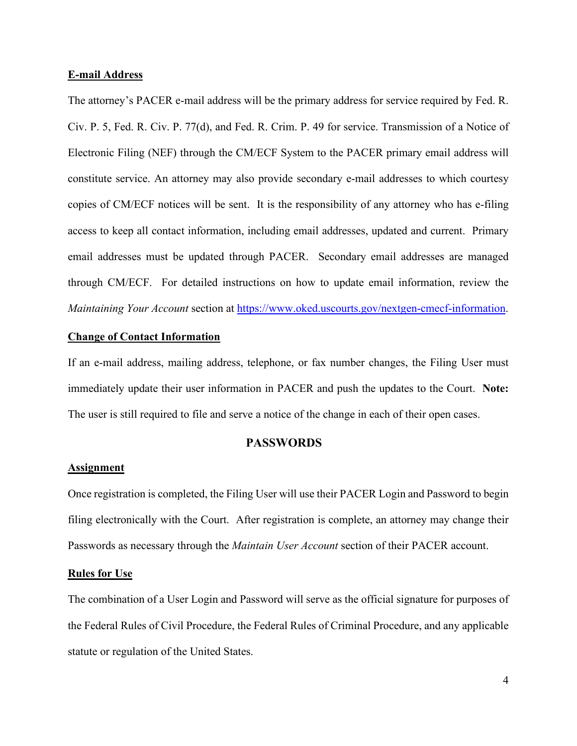**E-mail Address**

The attorney's PACER e-mail address will be the primary address for service required by Fed. R. Civ. P. 5, Fed. R. Civ. P. 77(d), and Fed. R. Crim. P. 49 for service. Transmission of a Notice of Electronic Filing (NEF) through the CM/ECF System to the PACER primary email address will constitute service. An attorney may also provide secondary e-mail addresses to which courtesy copies of CM/ECF notices will be sent. It is the responsibility of any attorney who has e-filing access to keep all contact information, including email addresses, updated and current. Primary email addresses must be updated through PACER. Secondary email addresses are managed through CM/ECF. For detailed instructions on how to update email information, review the *Maintaining Your Account* section at https://www.oked.uscourts.gov/nextgen-cmecf-information.

**Change of Contact Information**

If an e-mail address, mailing address, telephone, or fax number changes, the Filing User must immediately update their user information in PACER and push the updates to the Court. **Note:** The user is still required to file and serve a notice of the change in each of their open cases.

## PASSWORDS

**Assignment**

Once registration is completed, the Filing User will use their PACER Login and Password to begin filing electronically with the Court. After registration is complete, an attorney may change their Passwords as necessary through the *Maintain User Account* section of their PACER account.

**Rules for Use**

The combination of a User Login and Password will serve as the official signature for purposes of the Federal Rules of Civil Procedure, the Federal Rules of Criminal Procedure, and any applicable statute or regulation of the United States.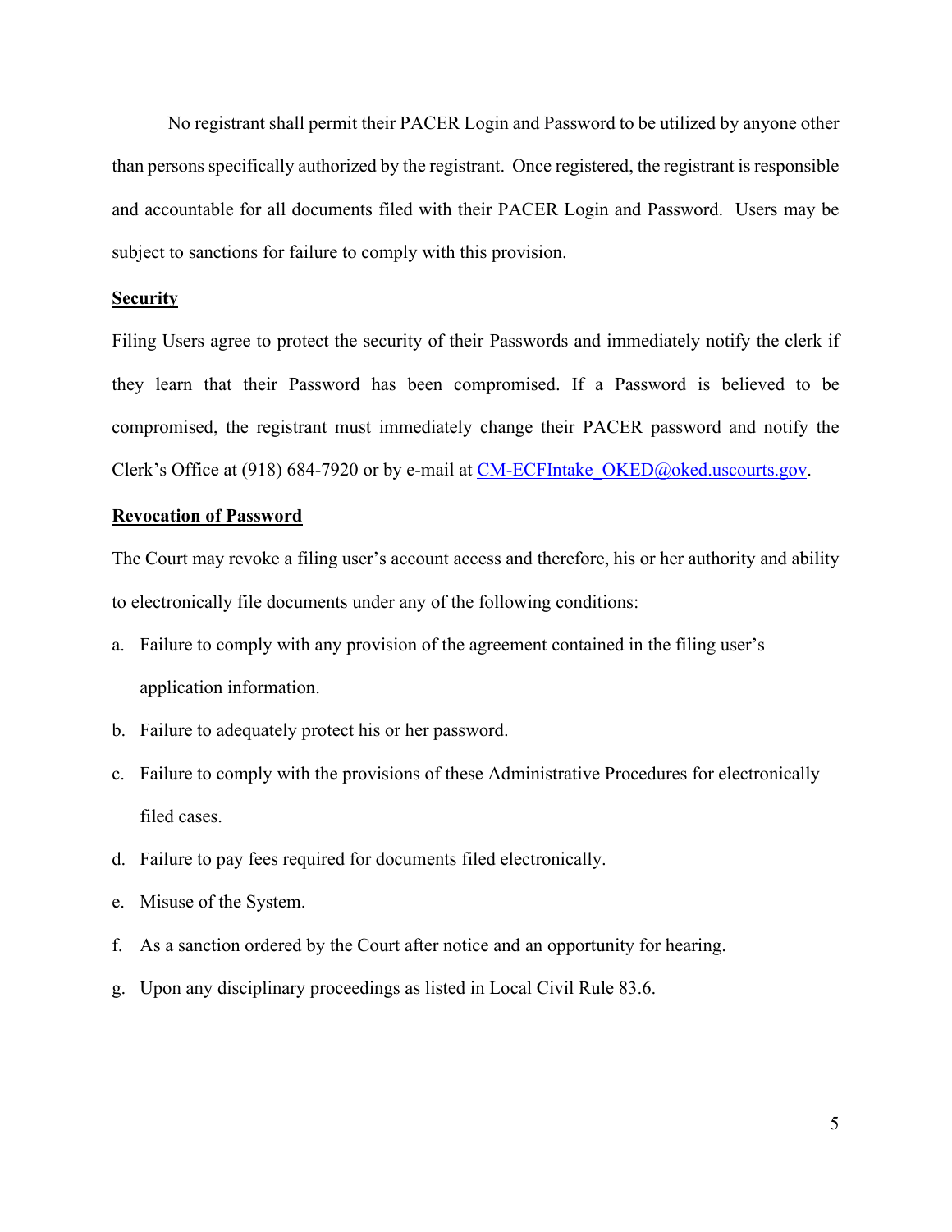No registrant shall permit their PACER Login and Password to be utilized by anyone other than persons specifically authorized by the registrant. Once registered, the registrant is responsible and accountable for all documents filed with their PACER Login and Password. Users may be subject to sanctions for failure to comply with this provision.

**Security**

Filing Users agree to protect the security of their Passwords and immediately notify the clerk if they learn that their Password has been compromised. If a Password is believed to be compromised, the registrant must immediately change their PACER password and notify the Clerk's Office at (918) 684-7920 or by e-mail at CM-ECFIntake_OKED@oked.uscourts.gov.

**Revocation of Password**

The Court may revoke a filing user's account access and therefore, his or her authority and ability to electronically file documents under any of the following conditions:

a. Failure to comply with any provision of the agreement contained in the filing user's application information.

b. Failure to adequately protect his or her password.

c. Failure to comply with the provisions of these Administrative Procedures for electronically filed cases.

d. Failure to pay fees required for documents filed electronically.

e. Misuse of the System.

f. As a sanction ordered by the Court after notice and an opportunity for hearing.

g. Upon any disciplinary proceedings as listed in Local Civil Rule 83.6.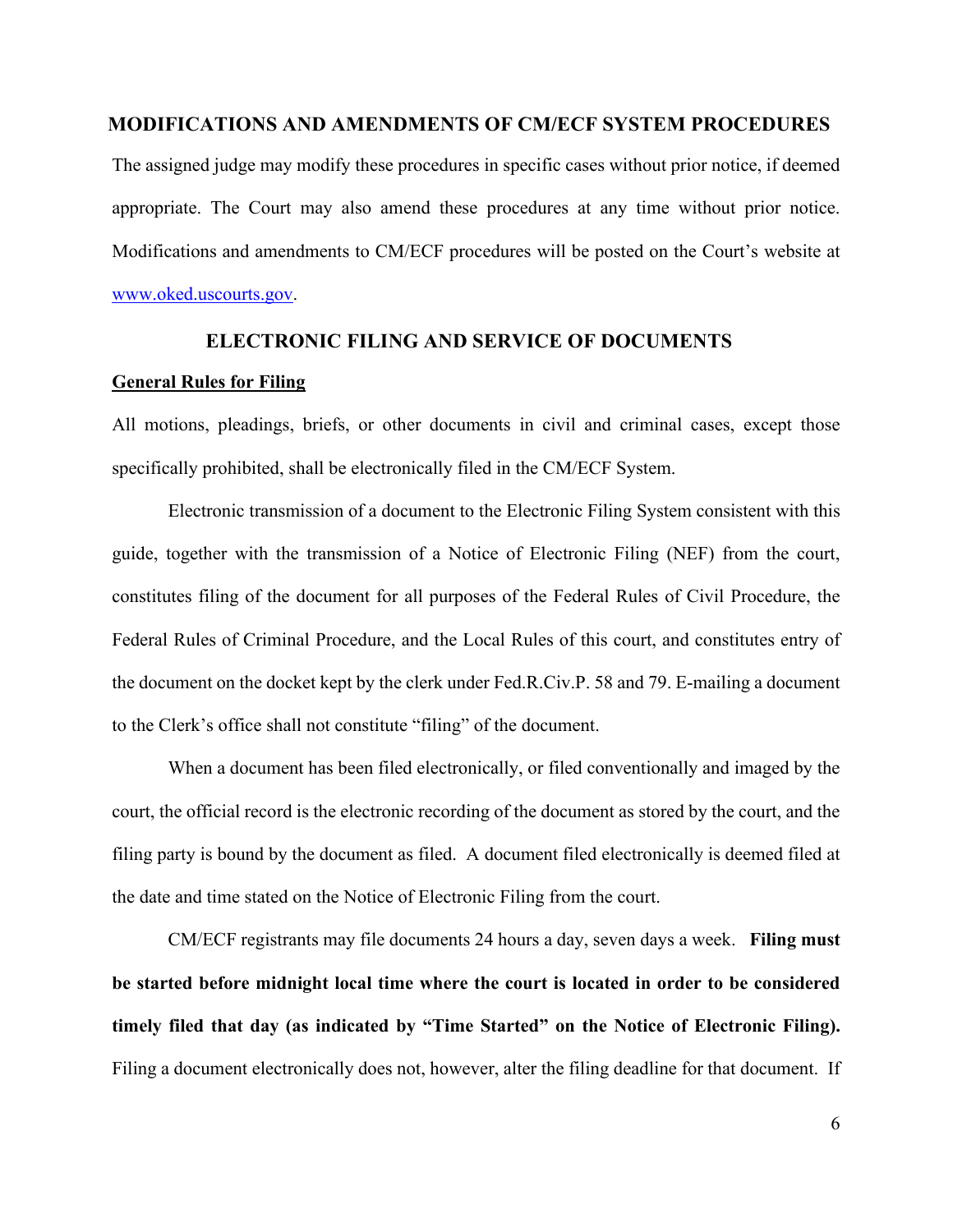## MODIFICATIONS AND AMENDMENTS OF CM/ECF SYSTEM PROCEDURES

The assigned judge may modify these procedures in specific cases without prior notice, if deemed appropriate. The Court may also amend these procedures at any time without prior notice. Modifications and amendments to CM/ECF procedures will be posted on the Court's website at [www.oked.uscourts.gov](http://www.oked.uscourts.gov).

## ELECTRONIC FILING AND SERVICE OF DOCUMENTS

### General Rules for Filing

All motions, pleadings, briefs, or other documents in civil and criminal cases, except those specifically prohibited, shall be electronically filed in the CM/ECF System.

Electronic transmission of a document to the Electronic Filing System consistent with this guide, together with the transmission of a Notice of Electronic Filing (NEF) from the court, constitutes filing of the document for all purposes of the Federal Rules of Civil Procedure, the Federal Rules of Criminal Procedure, and the Local Rules of this court, and constitutes entry of the document on the docket kept by the clerk under Fed.R.Civ.P. 58 and 79. E-mailing a document to the Clerk's office shall not constitute "filing" of the document.

When a document has been filed electronically, or filed conventionally and imaged by the court, the official record is the electronic recording of the document as stored by the court, and the filing party is bound by the document as filed. A document filed electronically is deemed filed at the date and time stated on the Notice of Electronic Filing from the court.

CM/ECF registrants may file documents 24 hours a day, seven days a week. **Filing must be started before midnight local time where the court is located in order to be considered timely filed that day (as indicated by "Time Started" on the Notice of Electronic Filing).** Filing a document electronically does not, however, alter the filing deadline for that document. If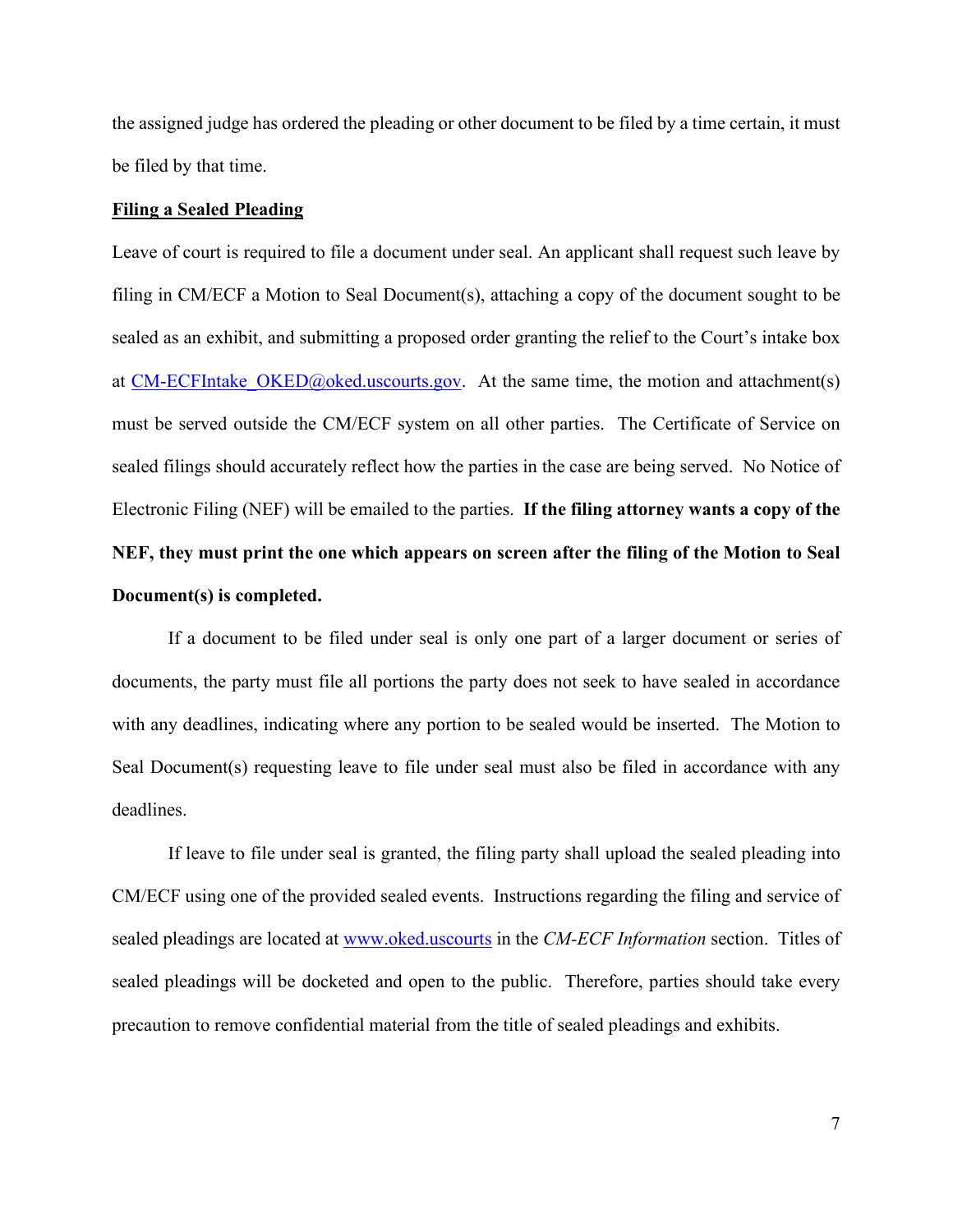the assigned judge has ordered the pleading or other document to be filed by a time certain, it must be filed by that time.

**Filing a Sealed Pleading**

Leave of court is required to file a document under seal. An applicant shall request such leave by filing in CM/ECF a Motion to Seal Document(s), attaching a copy of the document sought to be sealed as an exhibit, and submitting a proposed order granting the relief to the Court's intake box at [CM-ECFIntake_OKED@oked.uscourts.gov](mailto:CM-ECFIntake_OKED@oked.uscourts.gov). At the same time, the motion and attachment(s) must be served outside the CM/ECF system on all other parties. The Certificate of Service on sealed filings should accurately reflect how the parties in the case are being served. No Notice of Electronic Filing (NEF) will be emailed to the parties. **If the filing attorney wants a copy of the NEF, they must print the one which appears on screen after the filing of the Motion to Seal Document(s) is completed.**

If a document to be filed under seal is only one part of a larger document or series of documents, the party must file all portions the party does not seek to have sealed in accordance with any deadlines, indicating where any portion to be sealed would be inserted. The Motion to Seal Document(s) requesting leave to file under seal must also be filed in accordance with any deadlines.

If leave to file under seal is granted, the filing party shall upload the sealed pleading into CM/ECF using one of the provided sealed events. Instructions regarding the filing and service of sealed pleadings are located at [www.oked.uscourts](http://www.oked.uscourts) in the *CM-ECF Information* section. Titles of sealed pleadings will be docketed and open to the public. Therefore, parties should take every precaution to remove confidential material from the title of sealed pleadings and exhibits.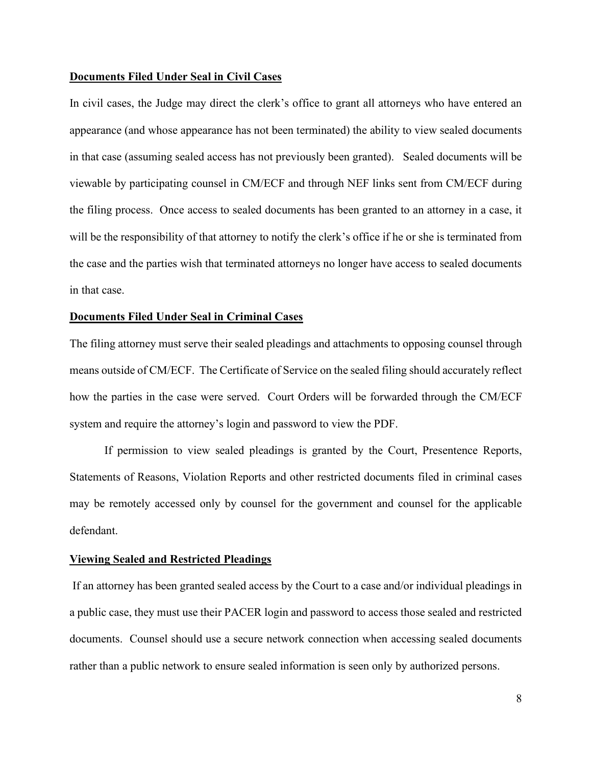**Documents Filed Under Seal in Civil Cases**

In civil cases, the Judge may direct the clerk's office to grant all attorneys who have entered an appearance (and whose appearance has not been terminated) the ability to view sealed documents in that case (assuming sealed access has not previously been granted). Sealed documents will be viewable by participating counsel in CM/ECF and through NEF links sent from CM/ECF during the filing process. Once access to sealed documents has been granted to an attorney in a case, it will be the responsibility of that attorney to notify the clerk's office if he or she is terminated from the case and the parties wish that terminated attorneys no longer have access to sealed documents in that case.

**Documents Filed Under Seal in Criminal Cases**

The filing attorney must serve their sealed pleadings and attachments to opposing counsel through means outside of CM/ECF. The Certificate of Service on the sealed filing should accurately reflect how the parties in the case were served. Court Orders will be forwarded through the CM/ECF system and require the attorney's login and password to view the PDF.

If permission to view sealed pleadings is granted by the Court, Presentence Reports, Statements of Reasons, Violation Reports and other restricted documents filed in criminal cases may be remotely accessed only by counsel for the government and counsel for the applicable defendant.

**Viewing Sealed and Restricted Pleadings**

If an attorney has been granted sealed access by the Court to a case and/or individual pleadings in a public case, they must use their PACER login and password to access those sealed and restricted documents. Counsel should use a secure network connection when accessing sealed documents rather than a public network to ensure sealed information is seen only by authorized persons.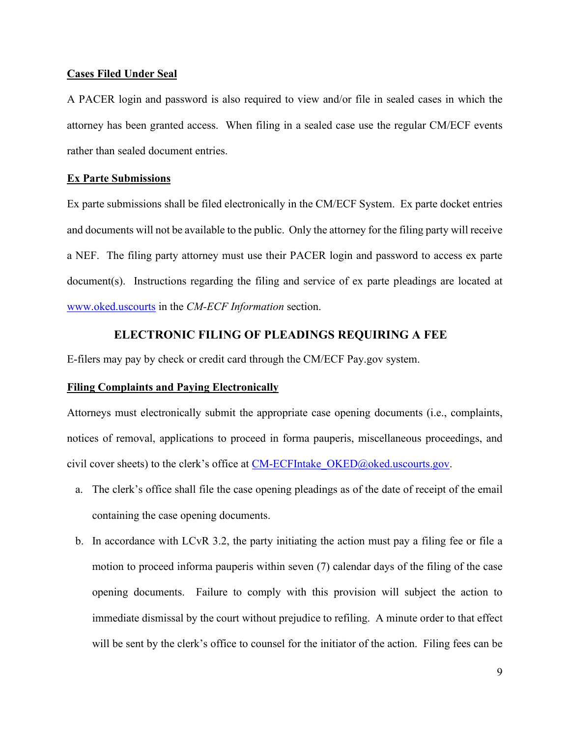**Cases Filed Under Seal**

A PACER login and password is also required to view and/or file in sealed cases in which the attorney has been granted access. When filing in a sealed case use the regular CM/ECF events rather than sealed document entries.

**Ex Parte Submissions**

Ex parte submissions shall be filed electronically in the CM/ECF System. Ex parte docket entries and documents will not be available to the public. Only the attorney for the filing party will receive a NEF. The filing party attorney must use their PACER login and password to access ex parte document(s). Instructions regarding the filing and service of ex parte pleadings are located at www.oked.uscourts in the *CM-ECF Information* section.

## ELECTRONIC FILING OF PLEADINGS REQUIRING A FEE

E-filers may pay by check or credit card through the CM/ECF Pay.gov system.

**Filing Complaints and Paying Electronically**

Attorneys must electronically submit the appropriate case opening documents (i.e., complaints, notices of removal, applications to proceed in forma pauperis, miscellaneous proceedings, and civil cover sheets) to the clerk's office at CM-ECFIntake_OKED@oked.uscourts.gov.

a. The clerk's office shall file the case opening pleadings as of the date of receipt of the email containing the case opening documents.

b. In accordance with LCvR 3.2, the party initiating the action must pay a filing fee or file a motion to proceed informa pauperis within seven (7) calendar days of the filing of the case opening documents. Failure to comply with this provision will subject the action to immediate dismissal by the court without prejudice to refiling. A minute order to that effect will be sent by the clerk's office to counsel for the initiator of the action. Filing fees can be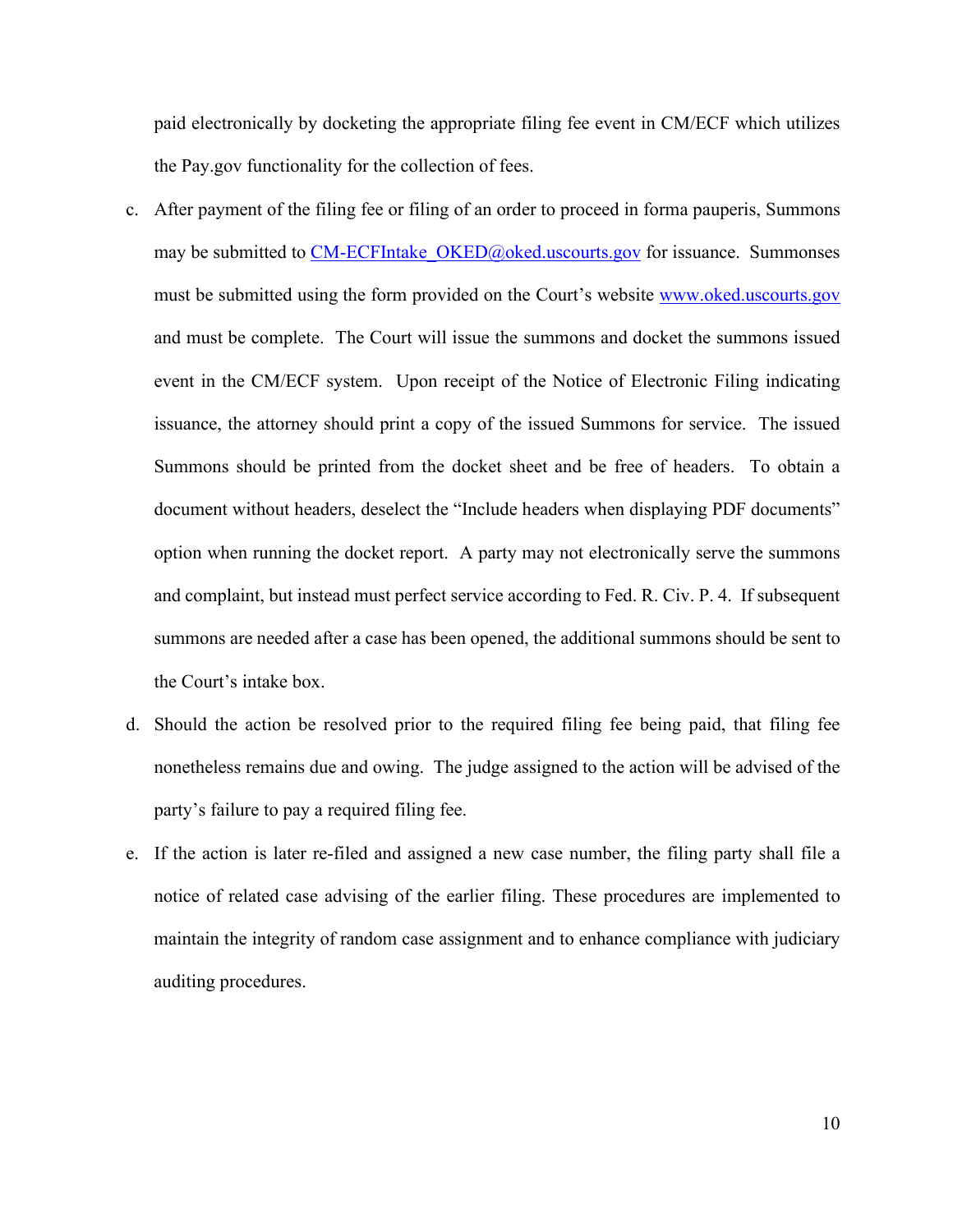paid electronically by docketing the appropriate filing fee event in CM/ECF which utilizes the Pay.gov functionality for the collection of fees.

c. After payment of the filing fee or filing of an order to proceed in forma pauperis, Summons may be submitted to CM-ECFIntake_OKED@oked.uscourts.gov for issuance. Summonses must be submitted using the form provided on the Court's website www.oked.uscourts.gov and must be complete. The Court will issue the summons and docket the summons issued event in the CM/ECF system. Upon receipt of the Notice of Electronic Filing indicating issuance, the attorney should print a copy of the issued Summons for service. The issued Summons should be printed from the docket sheet and be free of headers. To obtain a document without headers, deselect the "Include headers when displaying PDF documents" option when running the docket report. A party may not electronically serve the summons and complaint, but instead must perfect service according to Fed. R. Civ. P. 4. If subsequent summons are needed after a case has been opened, the additional summons should be sent to the Court's intake box.

d. Should the action be resolved prior to the required filing fee being paid, that filing fee nonetheless remains due and owing. The judge assigned to the action will be advised of the party's failure to pay a required filing fee.

e. If the action is later re-filed and assigned a new case number, the filing party shall file a notice of related case advising of the earlier filing. These procedures are implemented to maintain the integrity of random case assignment and to enhance compliance with judiciary auditing procedures.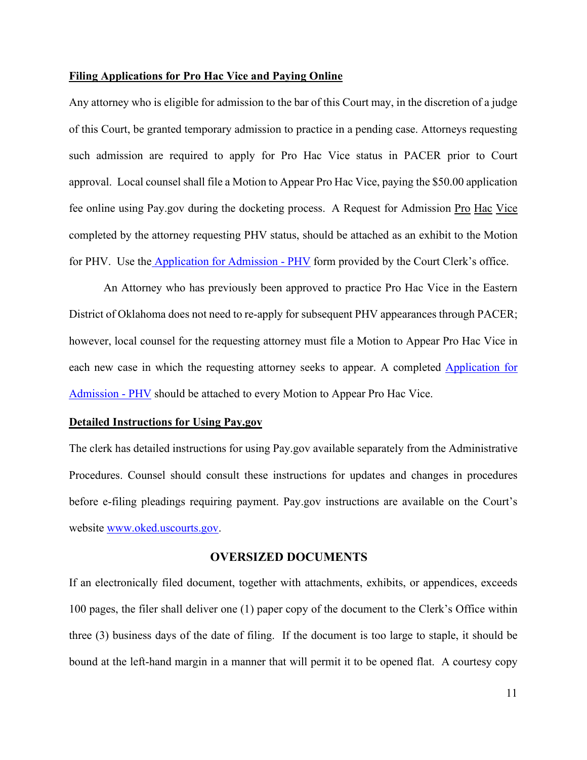**Filing Applications for Pro Hac Vice and Paying Online**

Any attorney who is eligible for admission to the bar of this Court may, in the discretion of a judge of this Court, be granted temporary admission to practice in a pending case. Attorneys requesting such admission are required to apply for Pro Hac Vice status in PACER prior to Court approval. Local counsel shall file a Motion to Appear Pro Hac Vice, paying the $50.00 application fee online using Pay.gov during the docketing process. A Request for Admission Pro Hac Vice completed by the attorney requesting PHV status, should be attached as an exhibit to the Motion for PHV. Use the Application for Admission - PHV form provided by the Court Clerk's office.

An Attorney who has previously been approved to practice Pro Hac Vice in the Eastern District of Oklahoma does not need to re-apply for subsequent PHV appearances through PACER; however, local counsel for the requesting attorney must file a Motion to Appear Pro Hac Vice in each new case in which the requesting attorney seeks to appear. A completed Application for Admission - PHV should be attached to every Motion to Appear Pro Hac Vice.

**Detailed Instructions for Using Pay.gov**

The clerk has detailed instructions for using Pay.gov available separately from the Administrative Procedures. Counsel should consult these instructions for updates and changes in procedures before e-filing pleadings requiring payment. Pay.gov instructions are available on the Court's website www.oked.uscourts.gov.

## OVERSIZED DOCUMENTS

If an electronically filed document, together with attachments, exhibits, or appendices, exceeds 100 pages, the filer shall deliver one (1) paper copy of the document to the Clerk's Office within three (3) business days of the date of filing. If the document is too large to staple, it should be bound at the left-hand margin in a manner that will permit it to be opened flat. A courtesy copy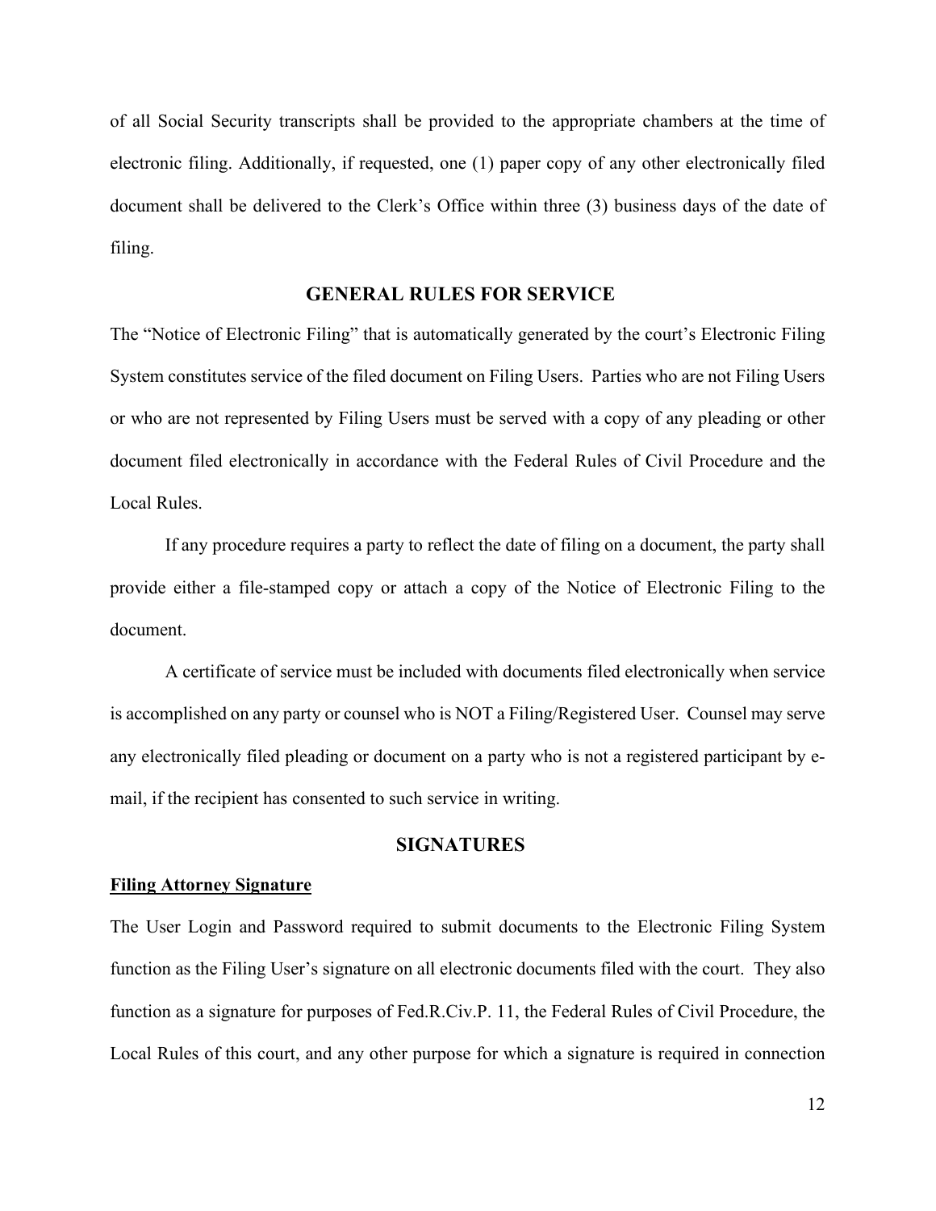of all Social Security transcripts shall be provided to the appropriate chambers at the time of electronic filing. Additionally, if requested, one (1) paper copy of any other electronically filed document shall be delivered to the Clerk's Office within three (3) business days of the date of filing.

## GENERAL RULES FOR SERVICE

The "Notice of Electronic Filing" that is automatically generated by the court's Electronic Filing System constitutes service of the filed document on Filing Users. Parties who are not Filing Users or who are not represented by Filing Users must be served with a copy of any pleading or other document filed electronically in accordance with the Federal Rules of Civil Procedure and the Local Rules.

If any procedure requires a party to reflect the date of filing on a document, the party shall provide either a file-stamped copy or attach a copy of the Notice of Electronic Filing to the document.

A certificate of service must be included with documents filed electronically when service is accomplished on any party or counsel who is NOT a Filing/Registered User. Counsel may serve any electronically filed pleading or document on a party who is not a registered participant by e-mail, if the recipient has consented to such service in writing.

## SIGNATURES

### Filing Attorney Signature

The User Login and Password required to submit documents to the Electronic Filing System function as the Filing User's signature on all electronic documents filed with the court. They also function as a signature for purposes of Fed.R.Civ.P. 11, the Federal Rules of Civil Procedure, the Local Rules of this court, and any other purpose for which a signature is required in connection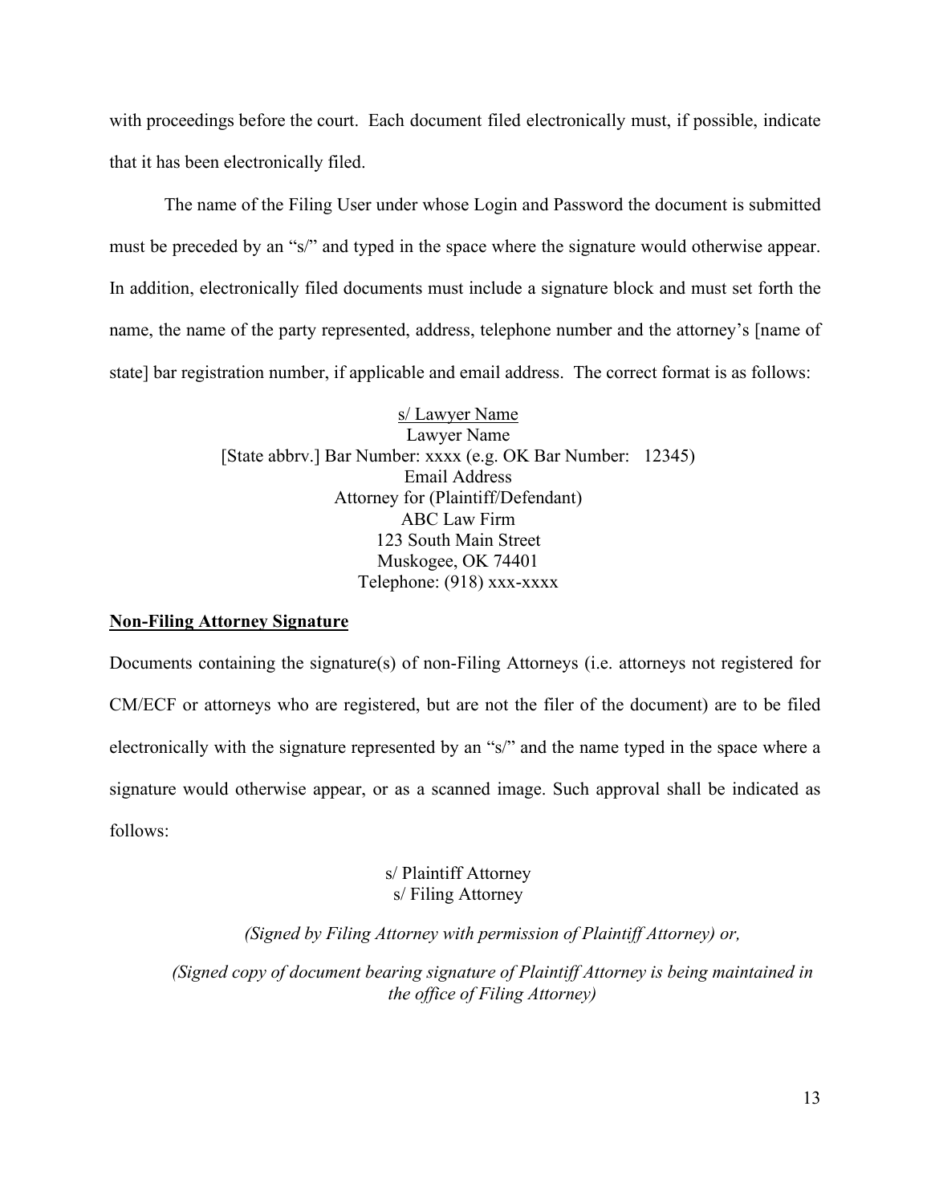with proceedings before the court. Each document filed electronically must, if possible, indicate that it has been electronically filed.

The name of the Filing User under whose Login and Password the document is submitted must be preceded by an "s/" and typed in the space where the signature would otherwise appear. In addition, electronically filed documents must include a signature block and must set forth the name, the name of the party represented, address, telephone number and the attorney's [name of state] bar registration number, if applicable and email address. The correct format is as follows:

<u>s/ Lawyer Name</u>
Lawyer Name
[State abbrv.] Bar Number: xxxx (e.g. OK Bar Number: 12345)
Email Address
Attorney for (Plaintiff/Defendant)
ABC Law Firm
123 South Main Street
Muskogee, OK 74401
Telephone: (918) xxx-xxxx

**<u>Non-Filing Attorney Signature</u>**

Documents containing the signature(s) of non-Filing Attorneys (i.e. attorneys not registered for CM/ECF or attorneys who are registered, but are not the filer of the document) are to be filed electronically with the signature represented by an "s/" and the name typed in the space where a signature would otherwise appear, or as a scanned image. Such approval shall be indicated as follows:

s/ Plaintiff Attorney
s/ Filing Attorney

*(Signed by Filing Attorney with permission of Plaintiff Attorney) or,*

*(Signed copy of document bearing signature of Plaintiff Attorney is being maintained in the office of Filing Attorney)*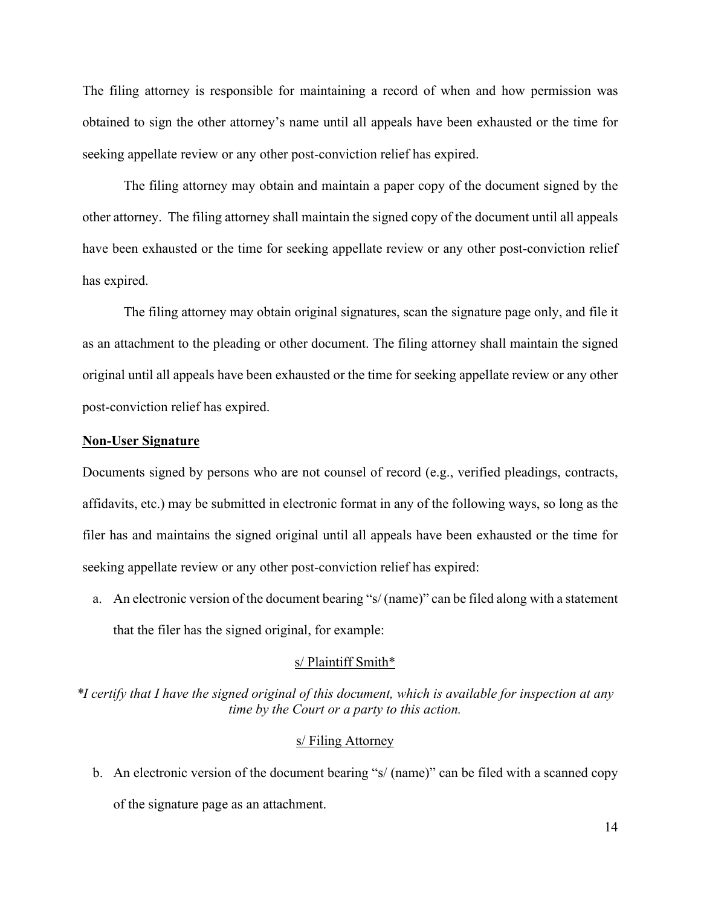The filing attorney is responsible for maintaining a record of when and how permission was obtained to sign the other attorney's name until all appeals have been exhausted or the time for seeking appellate review or any other post-conviction relief has expired.

The filing attorney may obtain and maintain a paper copy of the document signed by the other attorney. The filing attorney shall maintain the signed copy of the document until all appeals have been exhausted or the time for seeking appellate review or any other post-conviction relief has expired.

The filing attorney may obtain original signatures, scan the signature page only, and file it as an attachment to the pleading or other document. The filing attorney shall maintain the signed original until all appeals have been exhausted or the time for seeking appellate review or any other post-conviction relief has expired.

**Non-User Signature**

Documents signed by persons who are not counsel of record (e.g., verified pleadings, contracts, affidavits, etc.) may be submitted in electronic format in any of the following ways, so long as the filer has and maintains the signed original until all appeals have been exhausted or the time for seeking appellate review or any other post-conviction relief has expired:

a. An electronic version of the document bearing "s/ (name)" can be filed along with a statement that the filer has the signed original, for example:

   s/ Plaintiff Smith*

   **I certify that I have the signed original of this document, which is available for inspection at any time by the Court or a party to this action.*

   s/ Filing Attorney

b. An electronic version of the document bearing "s/ (name)" can be filed with a scanned copy of the signature page as an attachment.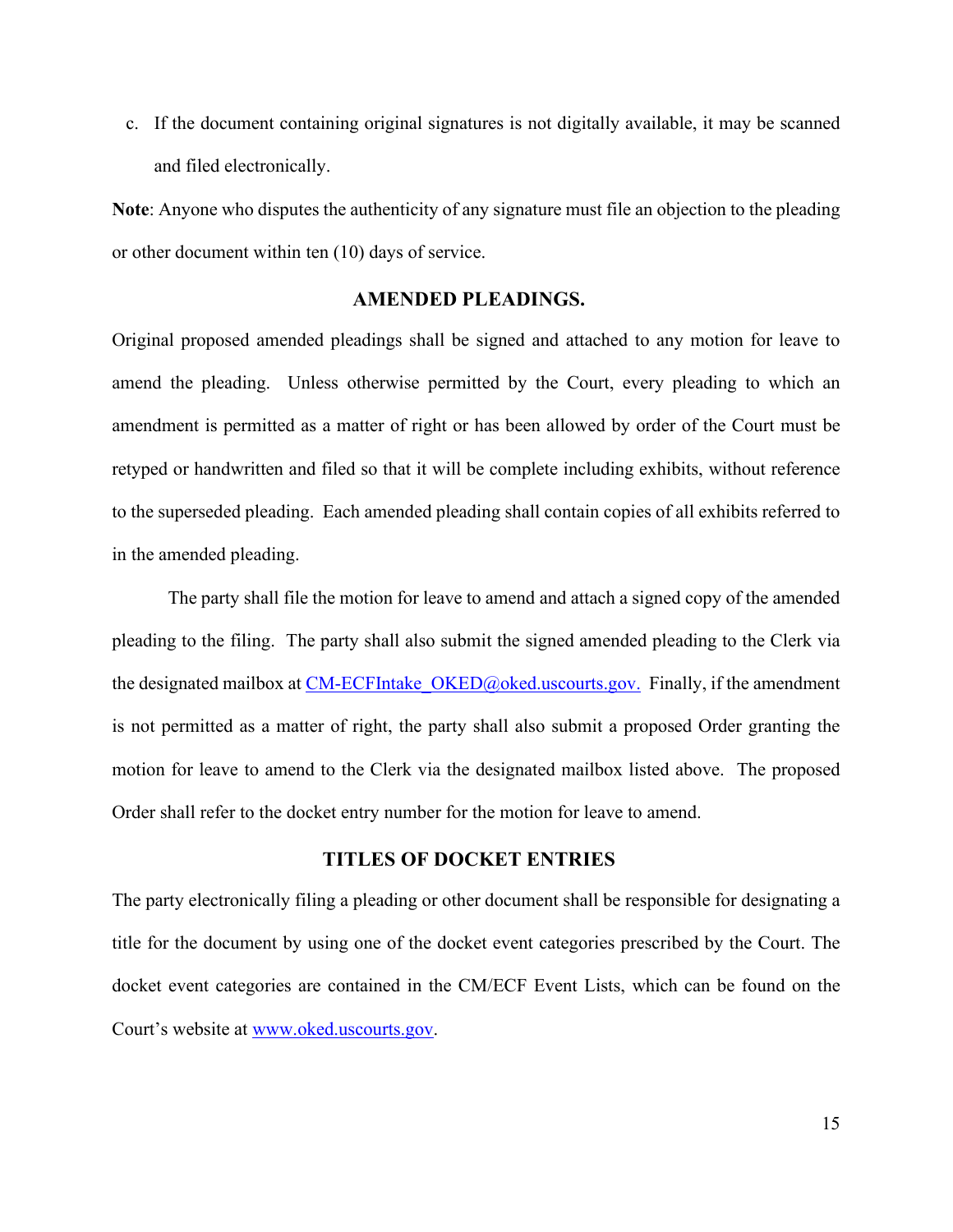c. If the document containing original signatures is not digitally available, it may be scanned and filed electronically.

**Note**: Anyone who disputes the authenticity of any signature must file an objection to the pleading or other document within ten (10) days of service.

## AMENDED PLEADINGS.

Original proposed amended pleadings shall be signed and attached to any motion for leave to amend the pleading. Unless otherwise permitted by the Court, every pleading to which an amendment is permitted as a matter of right or has been allowed by order of the Court must be retyped or handwritten and filed so that it will be complete including exhibits, without reference to the superseded pleading. Each amended pleading shall contain copies of all exhibits referred to in the amended pleading.

The party shall file the motion for leave to amend and attach a signed copy of the amended pleading to the filing. The party shall also submit the signed amended pleading to the Clerk via the designated mailbox at CM-ECFIntake_OKED@oked.uscourts.gov. Finally, if the amendment is not permitted as a matter of right, the party shall also submit a proposed Order granting the motion for leave to amend to the Clerk via the designated mailbox listed above. The proposed Order shall refer to the docket entry number for the motion for leave to amend.

## TITLES OF DOCKET ENTRIES

The party electronically filing a pleading or other document shall be responsible for designating a title for the document by using one of the docket event categories prescribed by the Court. The docket event categories are contained in the CM/ECF Event Lists, which can be found on the Court's website at www.oked.uscourts.gov.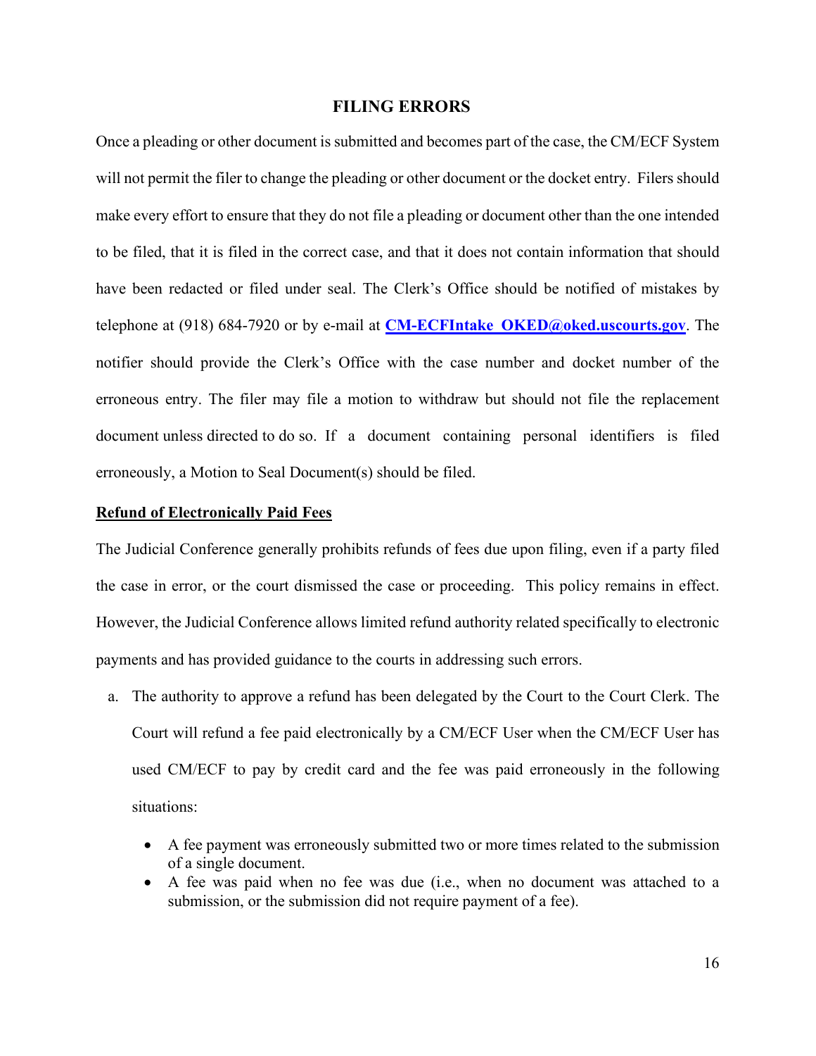## FILING ERRORS

Once a pleading or other document is submitted and becomes part of the case, the CM/ECF System will not permit the filer to change the pleading or other document or the docket entry. Filers should make every effort to ensure that they do not file a pleading or document other than the one intended to be filed, that it is filed in the correct case, and that it does not contain information that should have been redacted or filed under seal. The Clerk's Office should be notified of mistakes by telephone at (918) 684-7920 or by e-mail at **CM-ECFIntake_OKED@oked.uscourts.gov**. The notifier should provide the Clerk's Office with the case number and docket number of the erroneous entry. The filer may file a motion to withdraw but should not file the replacement document unless directed to do so. If a document containing personal identifiers is filed erroneously, a Motion to Seal Document(s) should be filed.

### Refund of Electronically Paid Fees

The Judicial Conference generally prohibits refunds of fees due upon filing, even if a party filed the case in error, or the court dismissed the case or proceeding. This policy remains in effect. However, the Judicial Conference allows limited refund authority related specifically to electronic payments and has provided guidance to the courts in addressing such errors.

a. The authority to approve a refund has been delegated by the Court to the Court Clerk. The Court will refund a fee paid electronically by a CM/ECF User when the CM/ECF User has used CM/ECF to pay by credit card and the fee was paid erroneously in the following situations:

   - A fee payment was erroneously submitted two or more times related to the submission of a single document.
   - A fee was paid when no fee was due (i.e., when no document was attached to a submission, or the submission did not require payment of a fee).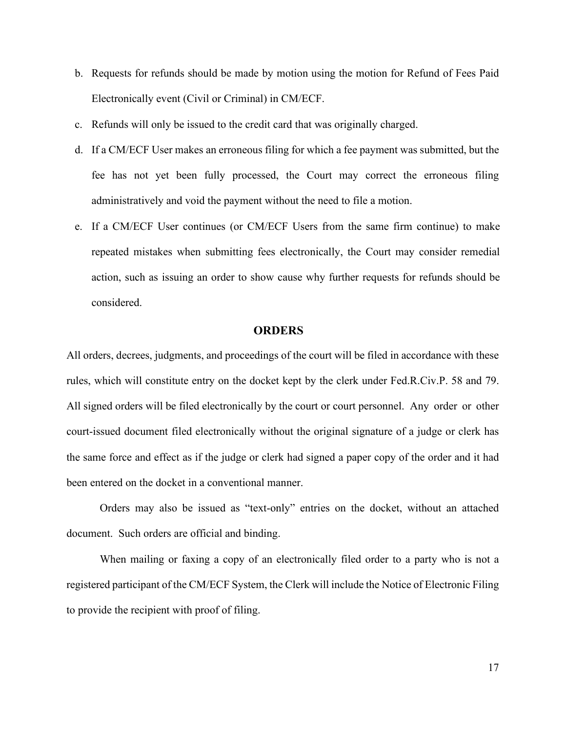b. Requests for refunds should be made by motion using the motion for Refund of Fees Paid Electronically event (Civil or Criminal) in CM/ECF.

c. Refunds will only be issued to the credit card that was originally charged.

d. If a CM/ECF User makes an erroneous filing for which a fee payment was submitted, but the fee has not yet been fully processed, the Court may correct the erroneous filing administratively and void the payment without the need to file a motion.

e. If a CM/ECF User continues (or CM/ECF Users from the same firm continue) to make repeated mistakes when submitting fees electronically, the Court may consider remedial action, such as issuing an order to show cause why further requests for refunds should be considered.

## ORDERS

All orders, decrees, judgments, and proceedings of the court will be filed in accordance with these rules, which will constitute entry on the docket kept by the clerk under Fed.R.Civ.P. 58 and 79. All signed orders will be filed electronically by the court or court personnel. Any order or other court-issued document filed electronically without the original signature of a judge or clerk has the same force and effect as if the judge or clerk had signed a paper copy of the order and it had been entered on the docket in a conventional manner.

Orders may also be issued as "text-only" entries on the docket, without an attached document. Such orders are official and binding.

When mailing or faxing a copy of an electronically filed order to a party who is not a registered participant of the CM/ECF System, the Clerk will include the Notice of Electronic Filing to provide the recipient with proof of filing.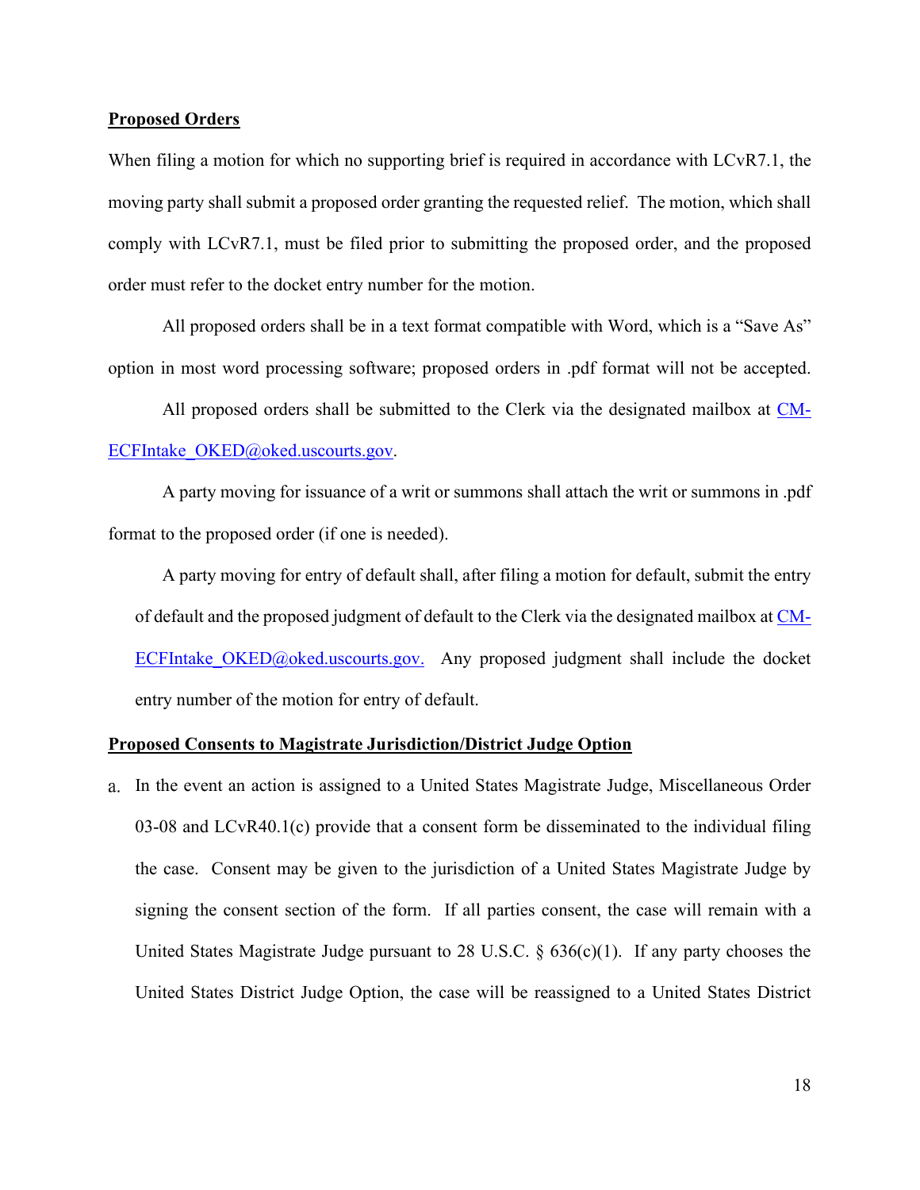**Proposed Orders**

When filing a motion for which no supporting brief is required in accordance with LCvR7.1, the moving party shall submit a proposed order granting the requested relief. The motion, which shall comply with LCvR7.1, must be filed prior to submitting the proposed order, and the proposed order must refer to the docket entry number for the motion.

All proposed orders shall be in a text format compatible with Word, which is a "Save As" option in most word processing software; proposed orders in .pdf format will not be accepted.

All proposed orders shall be submitted to the Clerk via the designated mailbox at CM-ECFIntake_OKED@oked.uscourts.gov.

A party moving for issuance of a writ or summons shall attach the writ or summons in .pdf format to the proposed order (if one is needed).

A party moving for entry of default shall, after filing a motion for default, submit the entry of default and the proposed judgment of default to the Clerk via the designated mailbox at CM-ECFIntake_OKED@oked.uscourts.gov. Any proposed judgment shall include the docket entry number of the motion for entry of default.

**Proposed Consents to Magistrate Jurisdiction/District Judge Option**

a. In the event an action is assigned to a United States Magistrate Judge, Miscellaneous Order 03-08 and LCvR40.1(c) provide that a consent form be disseminated to the individual filing the case. Consent may be given to the jurisdiction of a United States Magistrate Judge by signing the consent section of the form. If all parties consent, the case will remain with a United States Magistrate Judge pursuant to 28 U.S.C. § 636(c)(1). If any party chooses the United States District Judge Option, the case will be reassigned to a United States District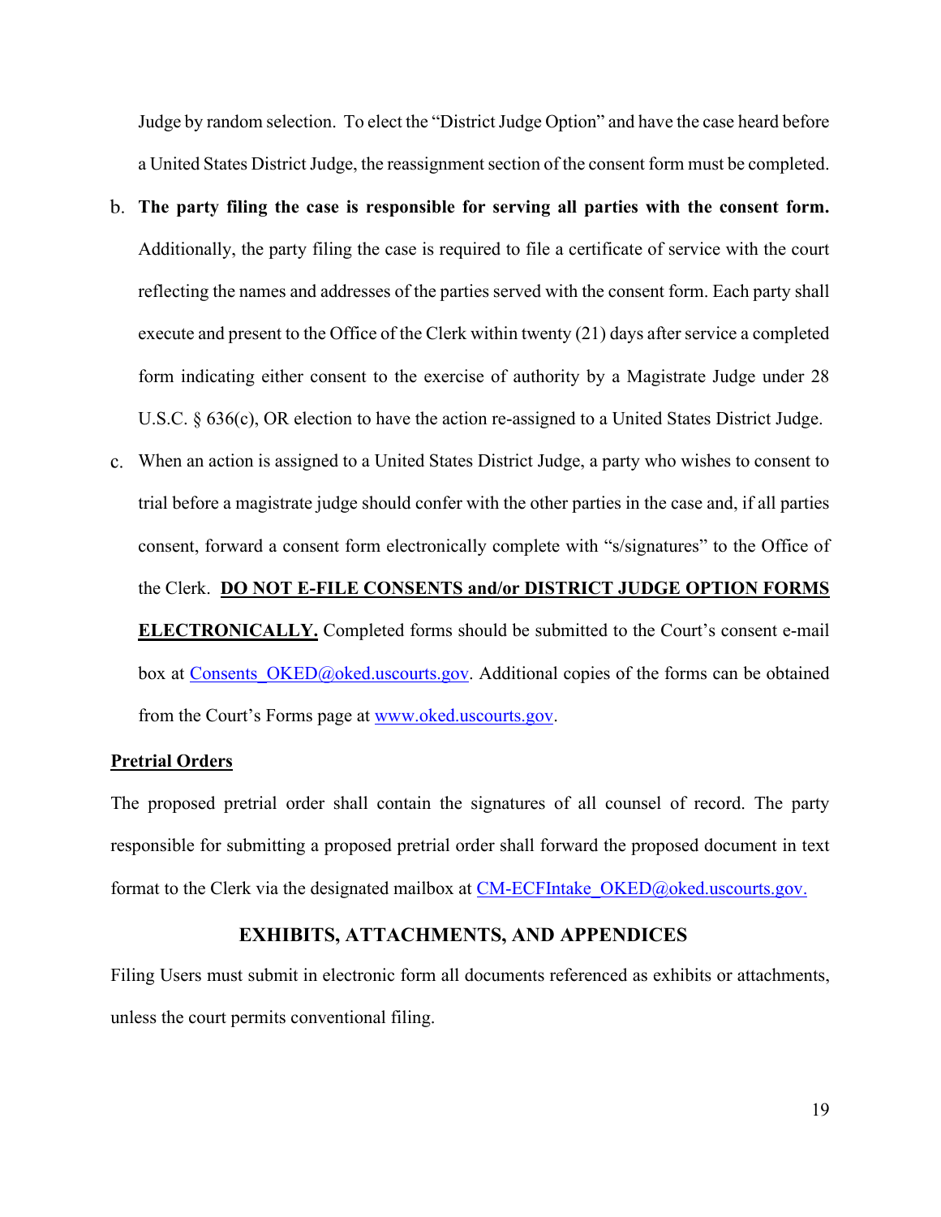Judge by random selection. To elect the "District Judge Option" and have the case heard before a United States District Judge, the reassignment section of the consent form must be completed.

b. **The party filing the case is responsible for serving all parties with the consent form.** Additionally, the party filing the case is required to file a certificate of service with the court reflecting the names and addresses of the parties served with the consent form. Each party shall execute and present to the Office of the Clerk within twenty (21) days after service a completed form indicating either consent to the exercise of authority by a Magistrate Judge under 28 U.S.C. § 636(c), OR election to have the action re-assigned to a United States District Judge.

c. When an action is assigned to a United States District Judge, a party who wishes to consent to trial before a magistrate judge should confer with the other parties in the case and, if all parties consent, forward a consent form electronically complete with "s/signatures" to the Office of the Clerk. **DO NOT E-FILE CONSENTS and/or DISTRICT JUDGE OPTION FORMS ELECTRONICALLY.** Completed forms should be submitted to the Court's consent e-mail box at Consents_OKED@oked.uscourts.gov. Additional copies of the forms can be obtained from the Court's Forms page at www.oked.uscourts.gov.

**Pretrial Orders**

The proposed pretrial order shall contain the signatures of all counsel of record. The party responsible for submitting a proposed pretrial order shall forward the proposed document in text format to the Clerk via the designated mailbox at CM-ECFIntake_OKED@oked.uscourts.gov.

## EXHIBITS, ATTACHMENTS, AND APPENDICES

Filing Users must submit in electronic form all documents referenced as exhibits or attachments, unless the court permits conventional filing.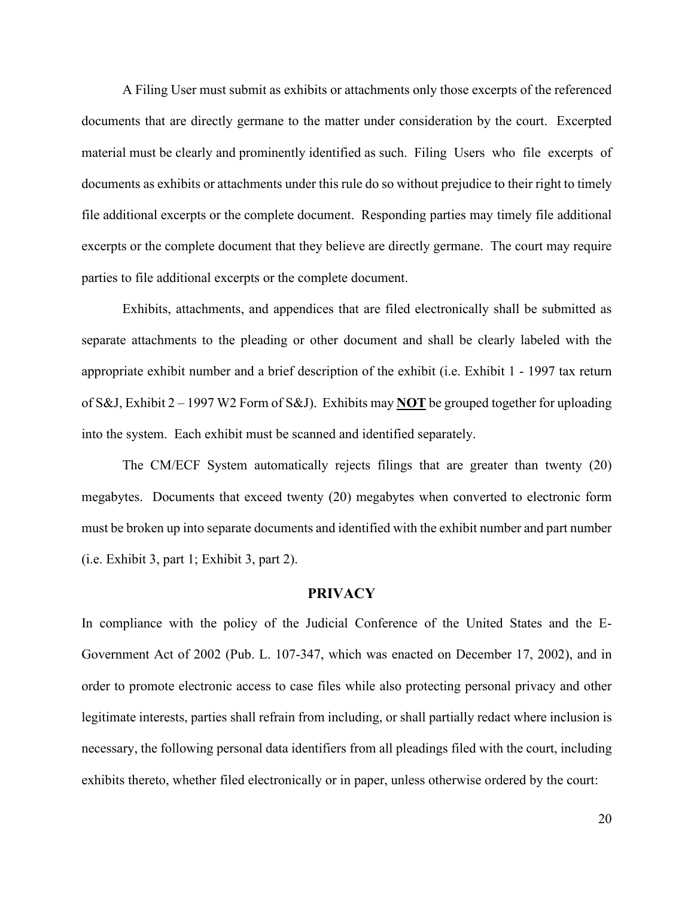A Filing User must submit as exhibits or attachments only those excerpts of the referenced documents that are directly germane to the matter under consideration by the court. Excerpted material must be clearly and prominently identified as such. Filing Users who file excerpts of documents as exhibits or attachments under this rule do so without prejudice to their right to timely file additional excerpts or the complete document. Responding parties may timely file additional excerpts or the complete document that they believe are directly germane. The court may require parties to file additional excerpts or the complete document.

Exhibits, attachments, and appendices that are filed electronically shall be submitted as separate attachments to the pleading or other document and shall be clearly labeled with the appropriate exhibit number and a brief description of the exhibit (i.e. Exhibit 1 - 1997 tax return of S&J, Exhibit 2 – 1997 W2 Form of S&J). Exhibits may **NOT** be grouped together for uploading into the system. Each exhibit must be scanned and identified separately.

The CM/ECF System automatically rejects filings that are greater than twenty (20) megabytes. Documents that exceed twenty (20) megabytes when converted to electronic form must be broken up into separate documents and identified with the exhibit number and part number (i.e. Exhibit 3, part 1; Exhibit 3, part 2).

## PRIVACY

In compliance with the policy of the Judicial Conference of the United States and the E-Government Act of 2002 (Pub. L. 107-347, which was enacted on December 17, 2002), and in order to promote electronic access to case files while also protecting personal privacy and other legitimate interests, parties shall refrain from including, or shall partially redact where inclusion is necessary, the following personal data identifiers from all pleadings filed with the court, including exhibits thereto, whether filed electronically or in paper, unless otherwise ordered by the court: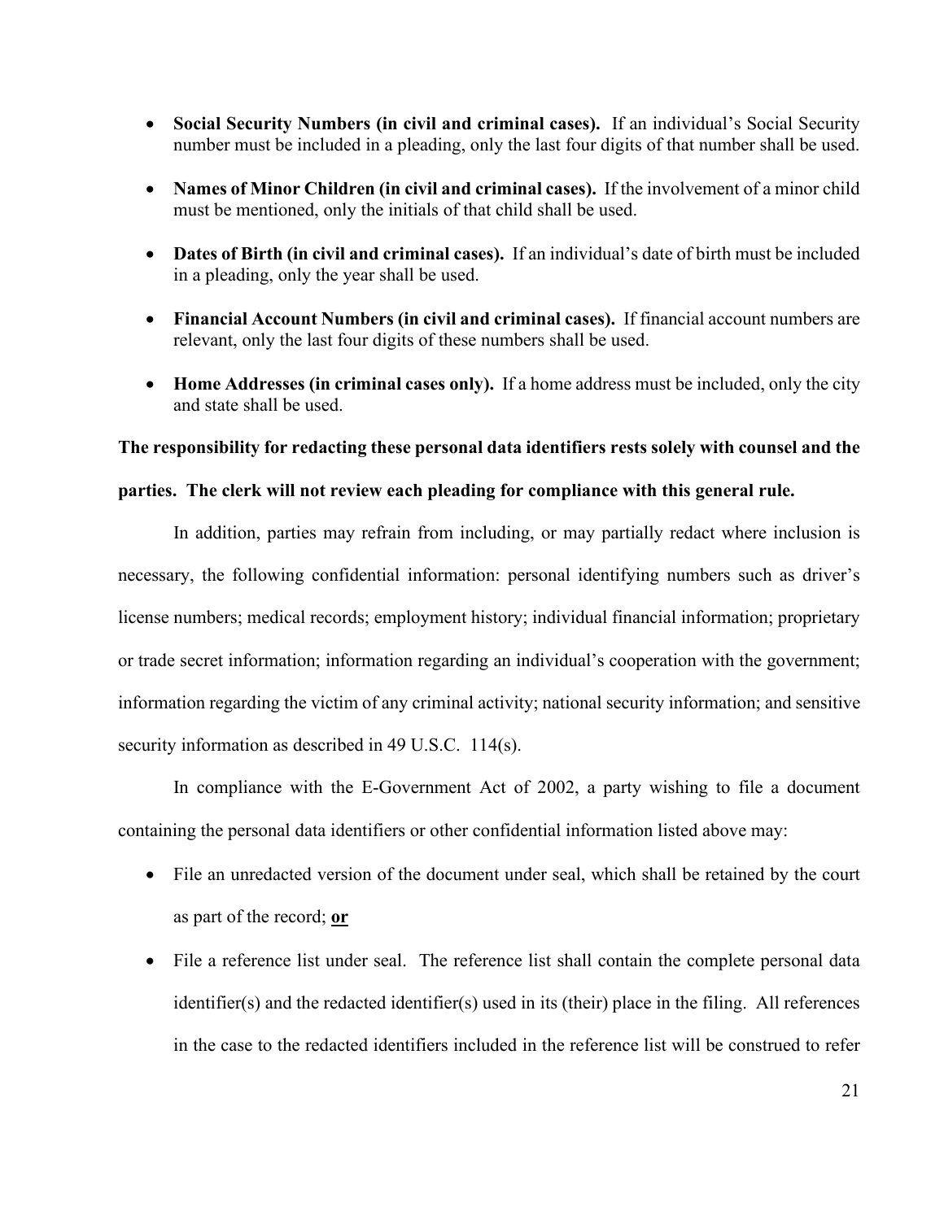- **Social Security Numbers (in civil and criminal cases).** If an individual's Social Security number must be included in a pleading, only the last four digits of that number shall be used.
- **Names of Minor Children (in civil and criminal cases).** If the involvement of a minor child must be mentioned, only the initials of that child shall be used.
- **Dates of Birth (in civil and criminal cases).** If an individual's date of birth must be included in a pleading, only the year shall be used.
- **Financial Account Numbers (in civil and criminal cases).** If financial account numbers are relevant, only the last four digits of these numbers shall be used.
- **Home Addresses (in criminal cases only).** If a home address must be included, only the city and state shall be used.

**The responsibility for redacting these personal data identifiers rests solely with counsel and the parties. The clerk will not review each pleading for compliance with this general rule.**

In addition, parties may refrain from including, or may partially redact where inclusion is necessary, the following confidential information: personal identifying numbers such as driver's license numbers; medical records; employment history; individual financial information; proprietary or trade secret information; information regarding an individual's cooperation with the government; information regarding the victim of any criminal activity; national security information; and sensitive security information as described in 49 U.S.C. 114(s).

In compliance with the E-Government Act of 2002, a party wishing to file a document containing the personal data identifiers or other confidential information listed above may:

- File an unredacted version of the document under seal, which shall be retained by the court as part of the record; **or**
- File a reference list under seal. The reference list shall contain the complete personal data identifier(s) and the redacted identifier(s) used in its (their) place in the filing. All references in the case to the redacted identifiers included in the reference list will be construed to refer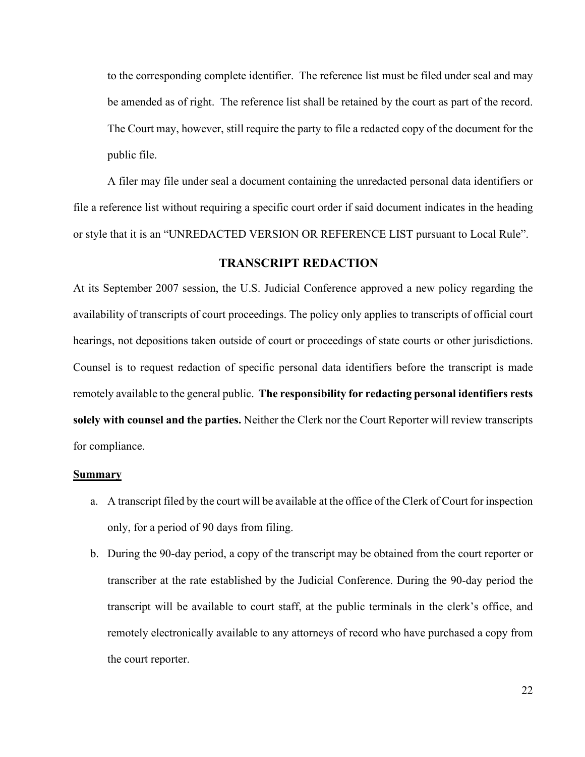to the corresponding complete identifier. The reference list must be filed under seal and may be amended as of right. The reference list shall be retained by the court as part of the record. The Court may, however, still require the party to file a redacted copy of the document for the public file.

A filer may file under seal a document containing the unredacted personal data identifiers or file a reference list without requiring a specific court order if said document indicates in the heading or style that it is an "UNREDACTED VERSION OR REFERENCE LIST pursuant to Local Rule".

## TRANSCRIPT REDACTION

At its September 2007 session, the U.S. Judicial Conference approved a new policy regarding the availability of transcripts of court proceedings. The policy only applies to transcripts of official court hearings, not depositions taken outside of court or proceedings of state courts or other jurisdictions. Counsel is to request redaction of specific personal data identifiers before the transcript is made remotely available to the general public. **The responsibility for redacting personal identifiers rests solely with counsel and the parties.** Neither the Clerk nor the Court Reporter will review transcripts for compliance.

### Summary

a. A transcript filed by the court will be available at the office of the Clerk of Court for inspection only, for a period of 90 days from filing.

b. During the 90-day period, a copy of the transcript may be obtained from the court reporter or transcriber at the rate established by the Judicial Conference. During the 90-day period the transcript will be available to court staff, at the public terminals in the clerk's office, and remotely electronically available to any attorneys of record who have purchased a copy from the court reporter.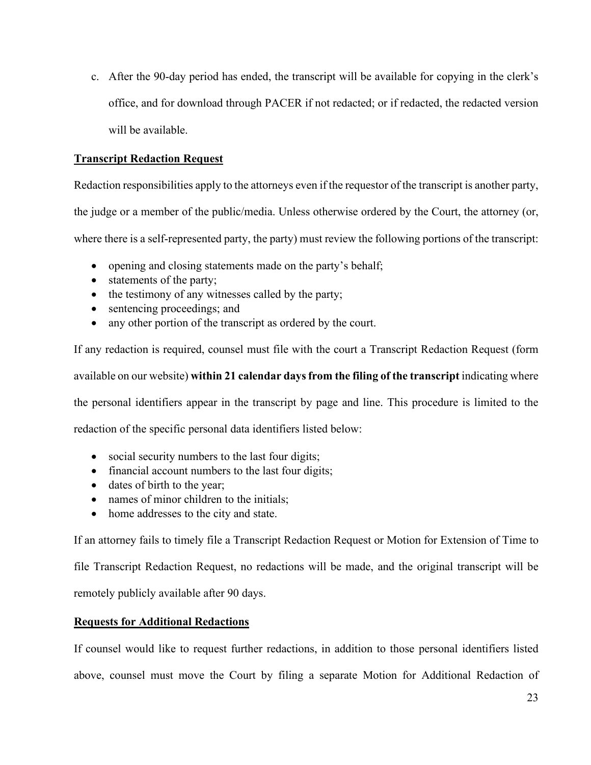c. After the 90-day period has ended, the transcript will be available for copying in the clerk's office, and for download through PACER if not redacted; or if redacted, the redacted version will be available.

**Transcript Redaction Request**

Redaction responsibilities apply to the attorneys even if the requestor of the transcript is another party, the judge or a member of the public/media. Unless otherwise ordered by the Court, the attorney (or, where there is a self-represented party, the party) must review the following portions of the transcript:

- opening and closing statements made on the party's behalf;
- statements of the party;
- the testimony of any witnesses called by the party;
- sentencing proceedings; and
- any other portion of the transcript as ordered by the court.

If any redaction is required, counsel must file with the court a Transcript Redaction Request (form available on our website) **within 21 calendar days from the filing of the transcript** indicating where the personal identifiers appear in the transcript by page and line. This procedure is limited to the redaction of the specific personal data identifiers listed below:

- social security numbers to the last four digits;
- financial account numbers to the last four digits;
- dates of birth to the year;
- names of minor children to the initials;
- home addresses to the city and state.

If an attorney fails to timely file a Transcript Redaction Request or Motion for Extension of Time to file Transcript Redaction Request, no redactions will be made, and the original transcript will be remotely publicly available after 90 days.

**Requests for Additional Redactions**

If counsel would like to request further redactions, in addition to those personal identifiers listed above, counsel must move the Court by filing a separate Motion for Additional Redaction of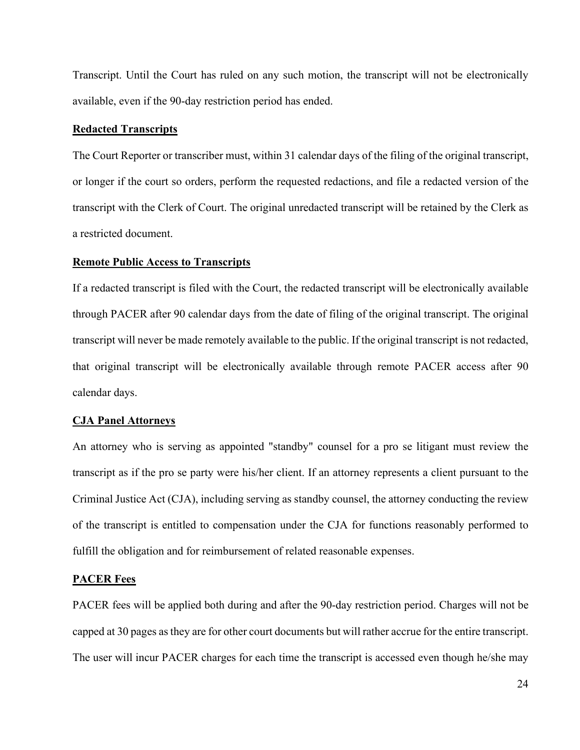Transcript. Until the Court has ruled on any such motion, the transcript will not be electronically available, even if the 90-day restriction period has ended.

**Redacted Transcripts**

The Court Reporter or transcriber must, within 31 calendar days of the filing of the original transcript, or longer if the court so orders, perform the requested redactions, and file a redacted version of the transcript with the Clerk of Court. The original unredacted transcript will be retained by the Clerk as a restricted document.

**Remote Public Access to Transcripts**

If a redacted transcript is filed with the Court, the redacted transcript will be electronically available through PACER after 90 calendar days from the date of filing of the original transcript. The original transcript will never be made remotely available to the public. If the original transcript is not redacted, that original transcript will be electronically available through remote PACER access after 90 calendar days.

**CJA Panel Attorneys**

An attorney who is serving as appointed "standby" counsel for a pro se litigant must review the transcript as if the pro se party were his/her client. If an attorney represents a client pursuant to the Criminal Justice Act (CJA), including serving as standby counsel, the attorney conducting the review of the transcript is entitled to compensation under the CJA for functions reasonably performed to fulfill the obligation and for reimbursement of related reasonable expenses.

**PACER Fees**

PACER fees will be applied both during and after the 90-day restriction period. Charges will not be capped at 30 pages as they are for other court documents but will rather accrue for the entire transcript. The user will incur PACER charges for each time the transcript is accessed even though he/she may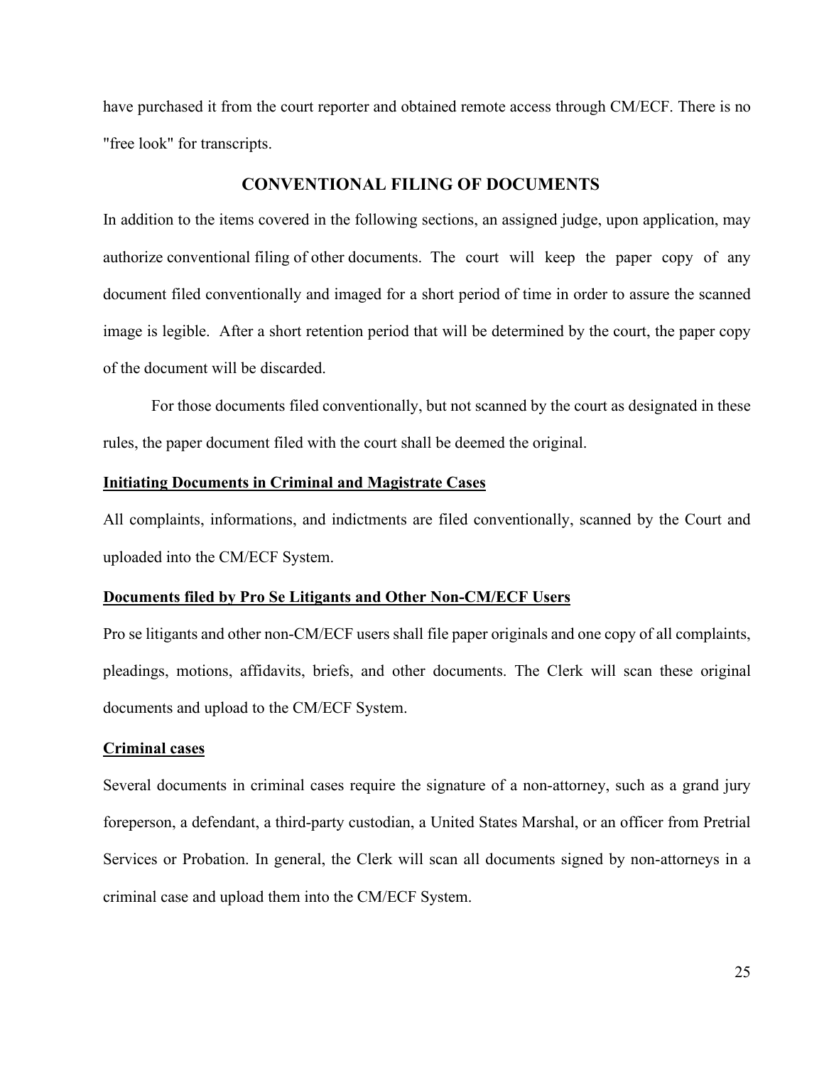have purchased it from the court reporter and obtained remote access through CM/ECF. There is no "free look" for transcripts.

## CONVENTIONAL FILING OF DOCUMENTS

In addition to the items covered in the following sections, an assigned judge, upon application, may authorize conventional filing of other documents. The court will keep the paper copy of any document filed conventionally and imaged for a short period of time in order to assure the scanned image is legible. After a short retention period that will be determined by the court, the paper copy of the document will be discarded.

For those documents filed conventionally, but not scanned by the court as designated in these rules, the paper document filed with the court shall be deemed the original.

### Initiating Documents in Criminal and Magistrate Cases

All complaints, informations, and indictments are filed conventionally, scanned by the Court and uploaded into the CM/ECF System.

### Documents filed by Pro Se Litigants and Other Non-CM/ECF Users

Pro se litigants and other non-CM/ECF users shall file paper originals and one copy of all complaints, pleadings, motions, affidavits, briefs, and other documents. The Clerk will scan these original documents and upload to the CM/ECF System.

### Criminal cases

Several documents in criminal cases require the signature of a non-attorney, such as a grand jury foreperson, a defendant, a third-party custodian, a United States Marshal, or an officer from Pretrial Services or Probation. In general, the Clerk will scan all documents signed by non-attorneys in a criminal case and upload them into the CM/ECF System.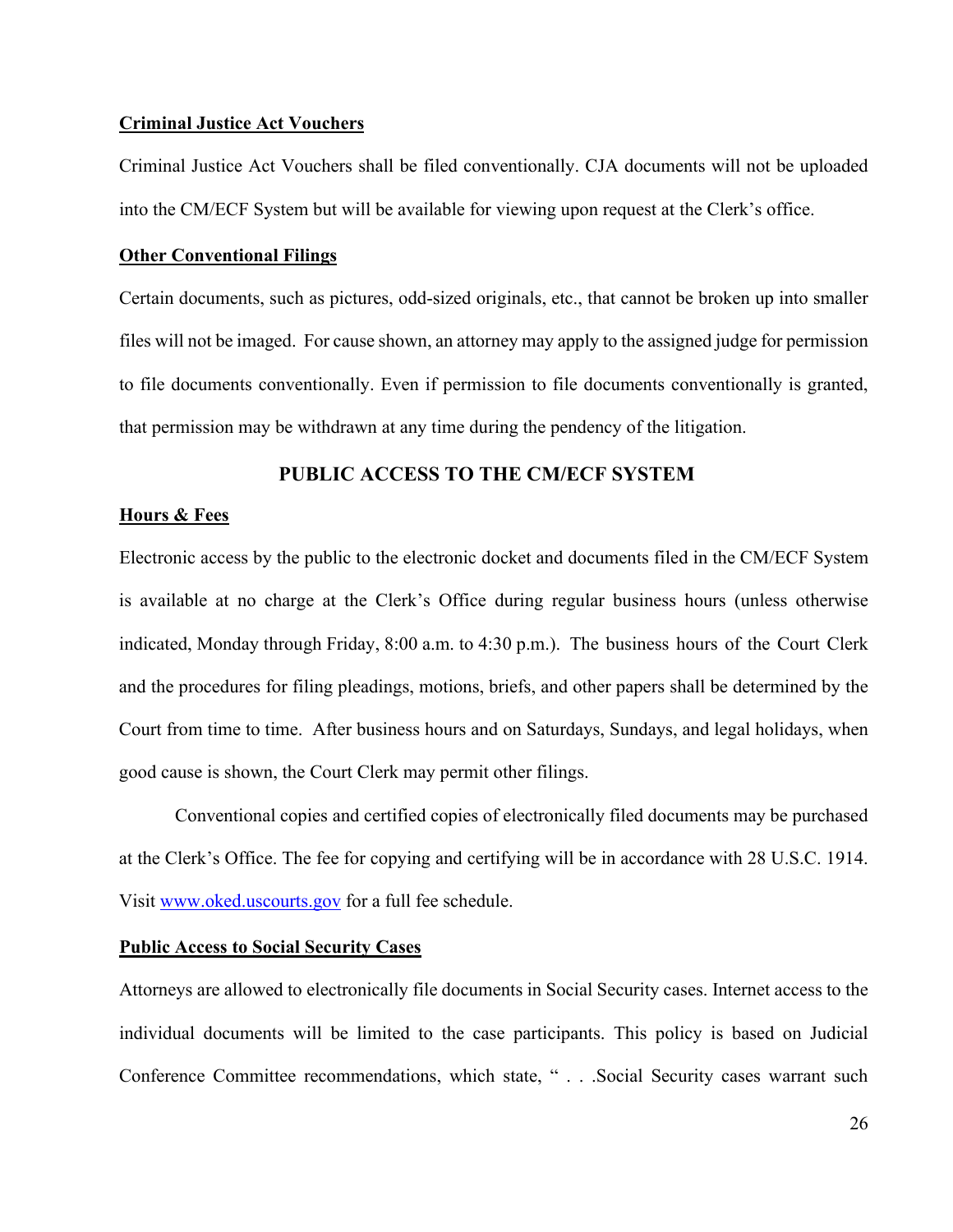**Criminal Justice Act Vouchers**

Criminal Justice Act Vouchers shall be filed conventionally. CJA documents will not be uploaded into the CM/ECF System but will be available for viewing upon request at the Clerk's office.

**Other Conventional Filings**

Certain documents, such as pictures, odd-sized originals, etc., that cannot be broken up into smaller files will not be imaged. For cause shown, an attorney may apply to the assigned judge for permission to file documents conventionally. Even if permission to file documents conventionally is granted, that permission may be withdrawn at any time during the pendency of the litigation.

## PUBLIC ACCESS TO THE CM/ECF SYSTEM

**Hours & Fees**

Electronic access by the public to the electronic docket and documents filed in the CM/ECF System is available at no charge at the Clerk's Office during regular business hours (unless otherwise indicated, Monday through Friday, 8:00 a.m. to 4:30 p.m.). The business hours of the Court Clerk and the procedures for filing pleadings, motions, briefs, and other papers shall be determined by the Court from time to time. After business hours and on Saturdays, Sundays, and legal holidays, when good cause is shown, the Court Clerk may permit other filings.

Conventional copies and certified copies of electronically filed documents may be purchased at the Clerk's Office. The fee for copying and certifying will be in accordance with 28 U.S.C. 1914. Visit [www.oked.uscourts.gov](http://www.oked.uscourts.gov) for a full fee schedule.

**Public Access to Social Security Cases**

Attorneys are allowed to electronically file documents in Social Security cases. Internet access to the individual documents will be limited to the case participants. This policy is based on Judicial Conference Committee recommendations, which state, " . . .Social Security cases warrant such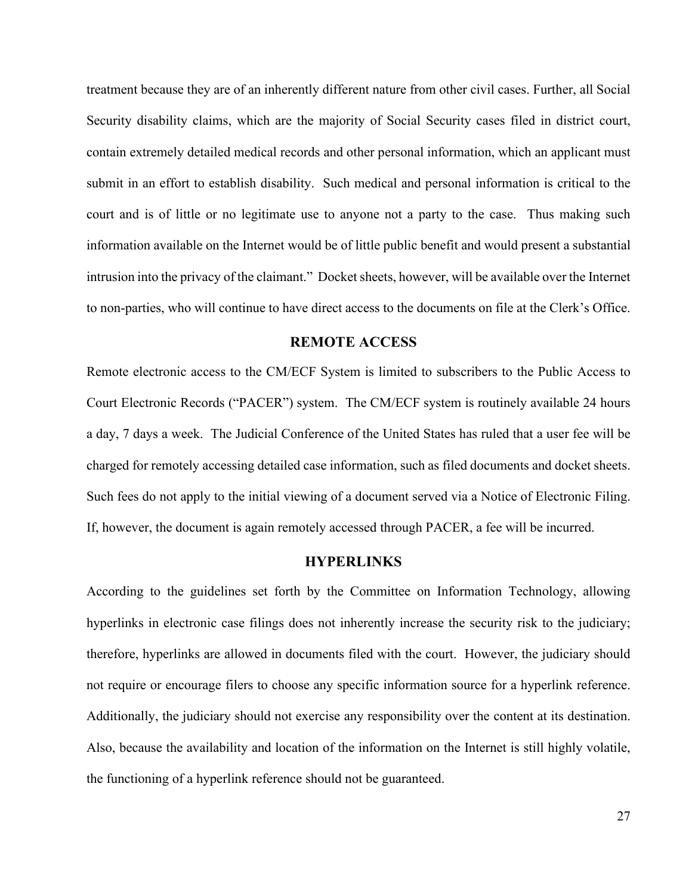treatment because they are of an inherently different nature from other civil cases. Further, all Social Security disability claims, which are the majority of Social Security cases filed in district court, contain extremely detailed medical records and other personal information, which an applicant must submit in an effort to establish disability. Such medical and personal information is critical to the court and is of little or no legitimate use to anyone not a party to the case. Thus making such information available on the Internet would be of little public benefit and would present a substantial intrusion into the privacy of the claimant." Docket sheets, however, will be available over the Internet to non-parties, who will continue to have direct access to the documents on file at the Clerk's Office.

## REMOTE ACCESS

Remote electronic access to the CM/ECF System is limited to subscribers to the Public Access to Court Electronic Records ("PACER") system. The CM/ECF system is routinely available 24 hours a day, 7 days a week. The Judicial Conference of the United States has ruled that a user fee will be charged for remotely accessing detailed case information, such as filed documents and docket sheets. Such fees do not apply to the initial viewing of a document served via a Notice of Electronic Filing. If, however, the document is again remotely accessed through PACER, a fee will be incurred.

## HYPERLINKS

According to the guidelines set forth by the Committee on Information Technology, allowing hyperlinks in electronic case filings does not inherently increase the security risk to the judiciary; therefore, hyperlinks are allowed in documents filed with the court. However, the judiciary should not require or encourage filers to choose any specific information source for a hyperlink reference. Additionally, the judiciary should not exercise any responsibility over the content at its destination. Also, because the availability and location of the information on the Internet is still highly volatile, the functioning of a hyperlink reference should not be guaranteed.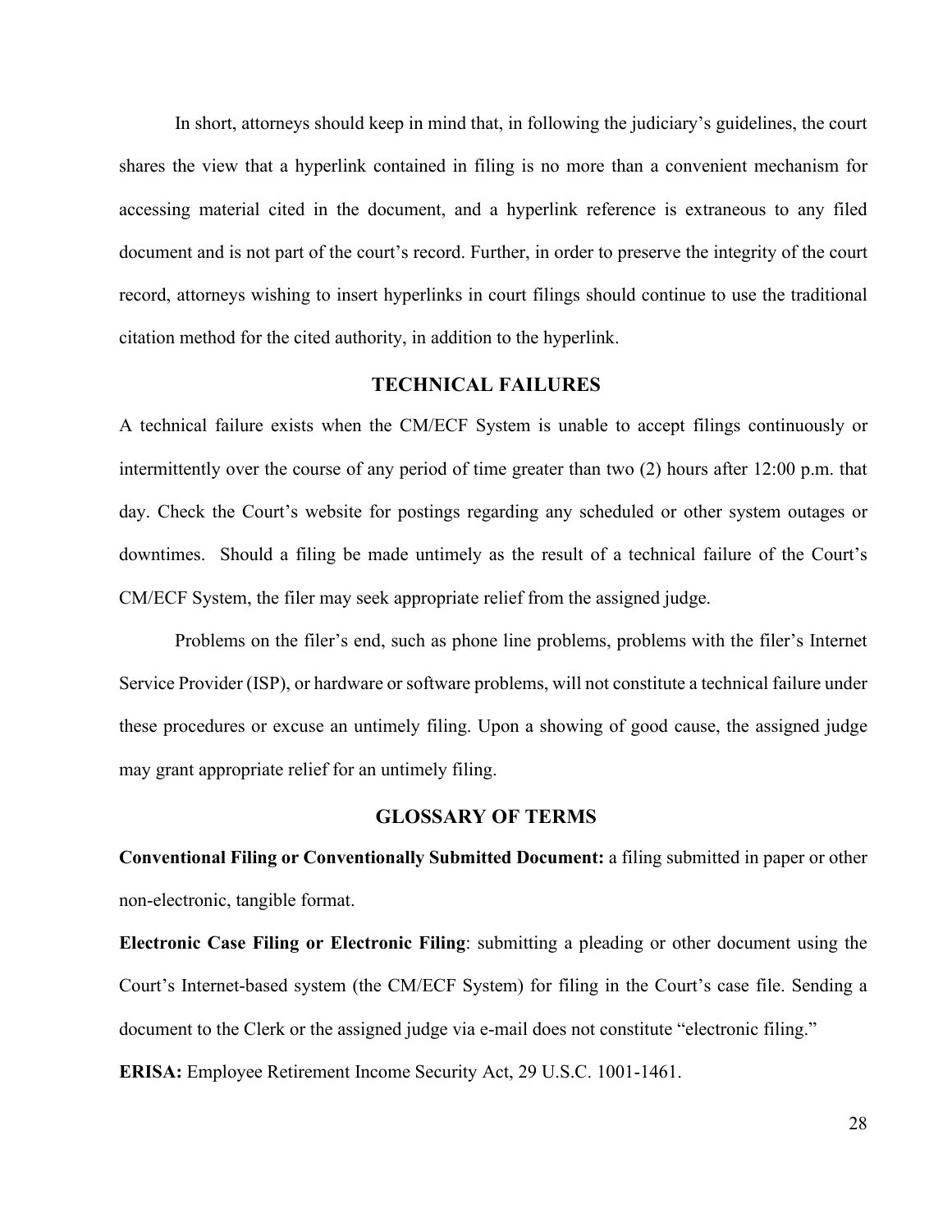In short, attorneys should keep in mind that, in following the judiciary's guidelines, the court shares the view that a hyperlink contained in filing is no more than a convenient mechanism for accessing material cited in the document, and a hyperlink reference is extraneous to any filed document and is not part of the court's record. Further, in order to preserve the integrity of the court record, attorneys wishing to insert hyperlinks in court filings should continue to use the traditional citation method for the cited authority, in addition to the hyperlink.

## TECHNICAL FAILURES

A technical failure exists when the CM/ECF System is unable to accept filings continuously or intermittently over the course of any period of time greater than two (2) hours after 12:00 p.m. that day. Check the Court's website for postings regarding any scheduled or other system outages or downtimes. Should a filing be made untimely as the result of a technical failure of the Court's CM/ECF System, the filer may seek appropriate relief from the assigned judge.

Problems on the filer's end, such as phone line problems, problems with the filer's Internet Service Provider (ISP), or hardware or software problems, will not constitute a technical failure under these procedures or excuse an untimely filing. Upon a showing of good cause, the assigned judge may grant appropriate relief for an untimely filing.

## GLOSSARY OF TERMS

**Conventional Filing or Conventionally Submitted Document:** a filing submitted in paper or other non-electronic, tangible format.

**Electronic Case Filing or Electronic Filing**: submitting a pleading or other document using the Court's Internet-based system (the CM/ECF System) for filing in the Court's case file. Sending a document to the Clerk or the assigned judge via e-mail does not constitute "electronic filing."

**ERISA:** Employee Retirement Income Security Act, 29 U.S.C. 1001-1461.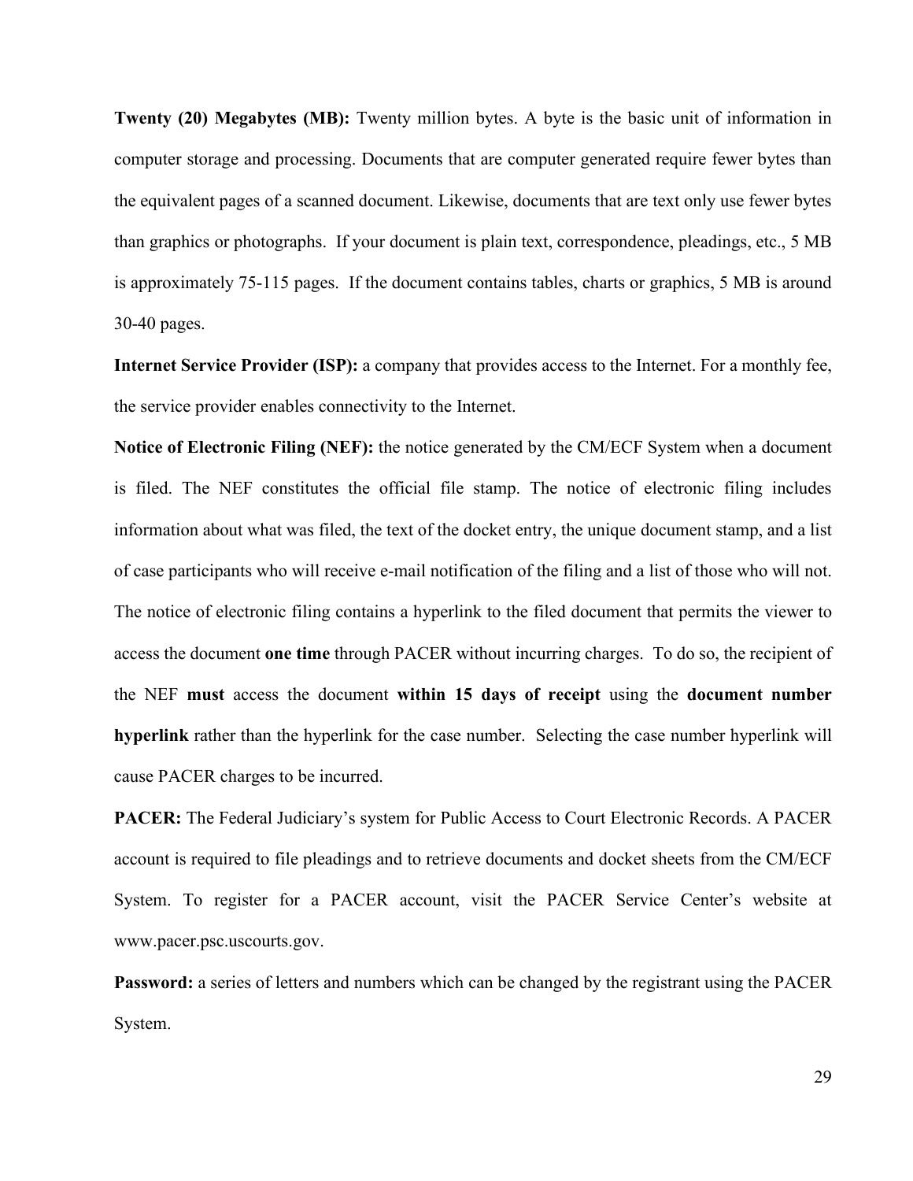**Twenty (20) Megabytes (MB):** Twenty million bytes. A byte is the basic unit of information in computer storage and processing. Documents that are computer generated require fewer bytes than the equivalent pages of a scanned document. Likewise, documents that are text only use fewer bytes than graphics or photographs. If your document is plain text, correspondence, pleadings, etc., 5 MB is approximately 75-115 pages. If the document contains tables, charts or graphics, 5 MB is around 30-40 pages.

**Internet Service Provider (ISP):** a company that provides access to the Internet. For a monthly fee, the service provider enables connectivity to the Internet.

**Notice of Electronic Filing (NEF):** the notice generated by the CM/ECF System when a document is filed. The NEF constitutes the official file stamp. The notice of electronic filing includes information about what was filed, the text of the docket entry, the unique document stamp, and a list of case participants who will receive e-mail notification of the filing and a list of those who will not. The notice of electronic filing contains a hyperlink to the filed document that permits the viewer to access the document **one time** through PACER without incurring charges. To do so, the recipient of the NEF **must** access the document **within 15 days of receipt** using the **document number hyperlink** rather than the hyperlink for the case number. Selecting the case number hyperlink will cause PACER charges to be incurred.

**PACER:** The Federal Judiciary's system for Public Access to Court Electronic Records. A PACER account is required to file pleadings and to retrieve documents and docket sheets from the CM/ECF System. To register for a PACER account, visit the PACER Service Center's website at www.pacer.psc.uscourts.gov.

**Password:** a series of letters and numbers which can be changed by the registrant using the PACER System.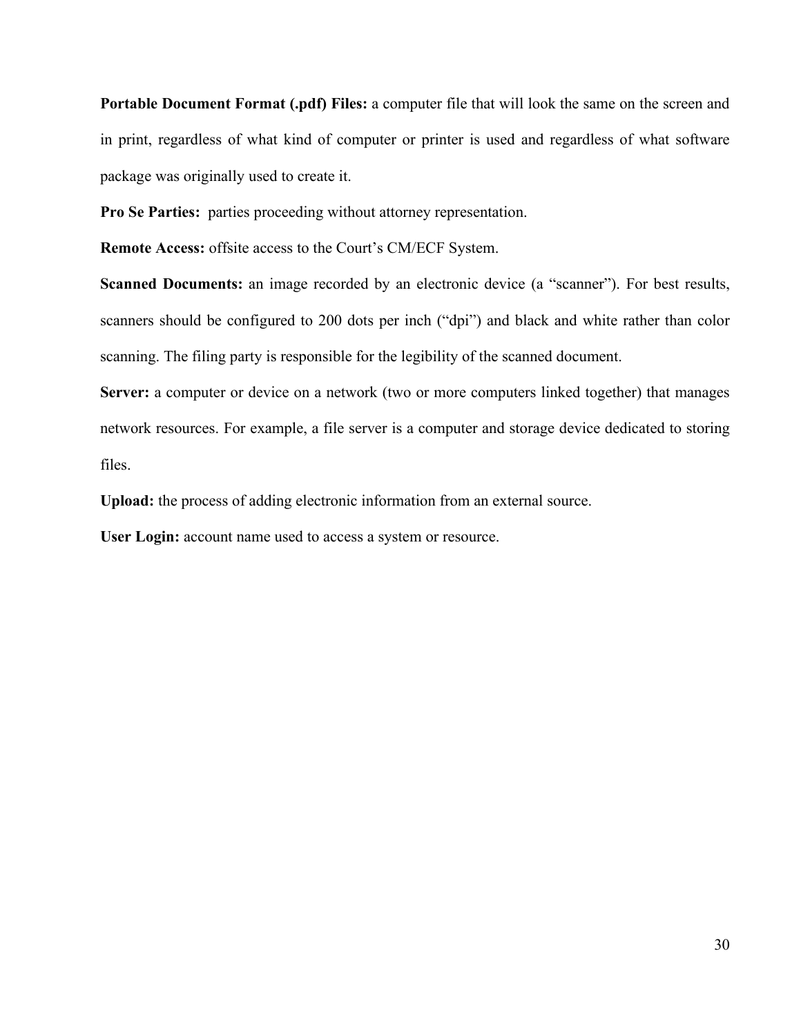**Portable Document Format (.pdf) Files:** a computer file that will look the same on the screen and in print, regardless of what kind of computer or printer is used and regardless of what software package was originally used to create it.

**Pro Se Parties:** parties proceeding without attorney representation.

**Remote Access:** offsite access to the Court's CM/ECF System.

**Scanned Documents:** an image recorded by an electronic device (a "scanner"). For best results, scanners should be configured to 200 dots per inch ("dpi") and black and white rather than color scanning. The filing party is responsible for the legibility of the scanned document.

**Server:** a computer or device on a network (two or more computers linked together) that manages network resources. For example, a file server is a computer and storage device dedicated to storing files.

**Upload:** the process of adding electronic information from an external source.

**User Login:** account name used to access a system or resource.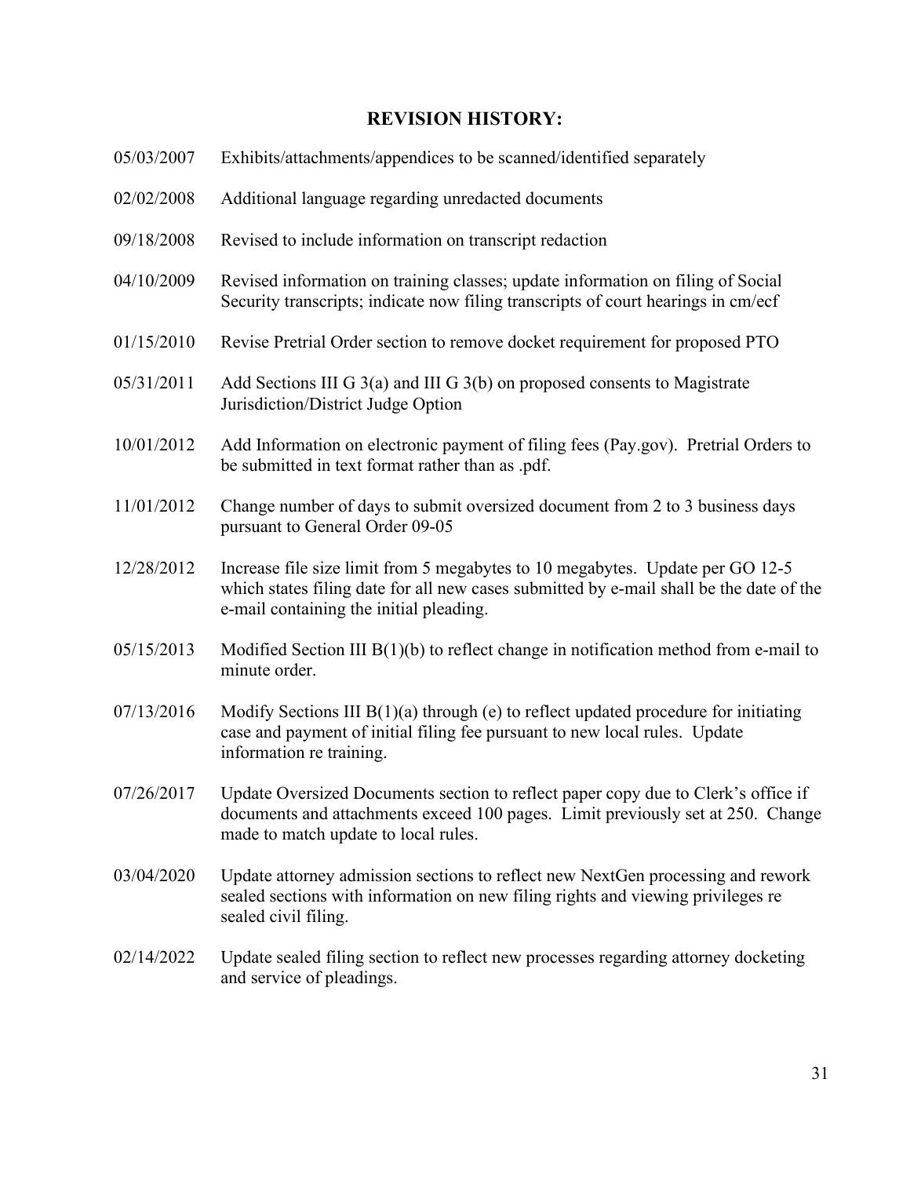## REVISION HISTORY:

| | |
|---|---|
| 05/03/2007 | Exhibits/attachments/appendices to be scanned/identified separately |
| 02/02/2008 | Additional language regarding unredacted documents |
| 09/18/2008 | Revised to include information on transcript redaction |
| 04/10/2009 | Revised information on training classes; update information on filing of Social Security transcripts; indicate now filing transcripts of court hearings in cm/ecf |
| 01/15/2010 | Revise Pretrial Order section to remove docket requirement for proposed PTO |
| 05/31/2011 | Add Sections III G 3(a) and III G 3(b) on proposed consents to Magistrate Jurisdiction/District Judge Option |
| 10/01/2012 | Add Information on electronic payment of filing fees (Pay.gov). Pretrial Orders to be submitted in text format rather than as .pdf. |
| 11/01/2012 | Change number of days to submit oversized document from 2 to 3 business days pursuant to General Order 09-05 |
| 12/28/2012 | Increase file size limit from 5 megabytes to 10 megabytes. Update per GO 12-5 which states filing date for all new cases submitted by e-mail shall be the date of the e-mail containing the initial pleading. |
| 05/15/2013 | Modified Section III B(1)(b) to reflect change in notification method from e-mail to minute order. |
| 07/13/2016 | Modify Sections III B(1)(a) through (e) to reflect updated procedure for initiating case and payment of initial filing fee pursuant to new local rules. Update information re training. |
| 07/26/2017 | Update Oversized Documents section to reflect paper copy due to Clerk's office if documents and attachments exceed 100 pages. Limit previously set at 250. Change made to match update to local rules. |
| 03/04/2020 | Update attorney admission sections to reflect new NextGen processing and rework sealed sections with information on new filing rights and viewing privileges re sealed civil filing. |
| 02/14/2022 | Update sealed filing section to reflect new processes regarding attorney docketing and service of pleadings. |